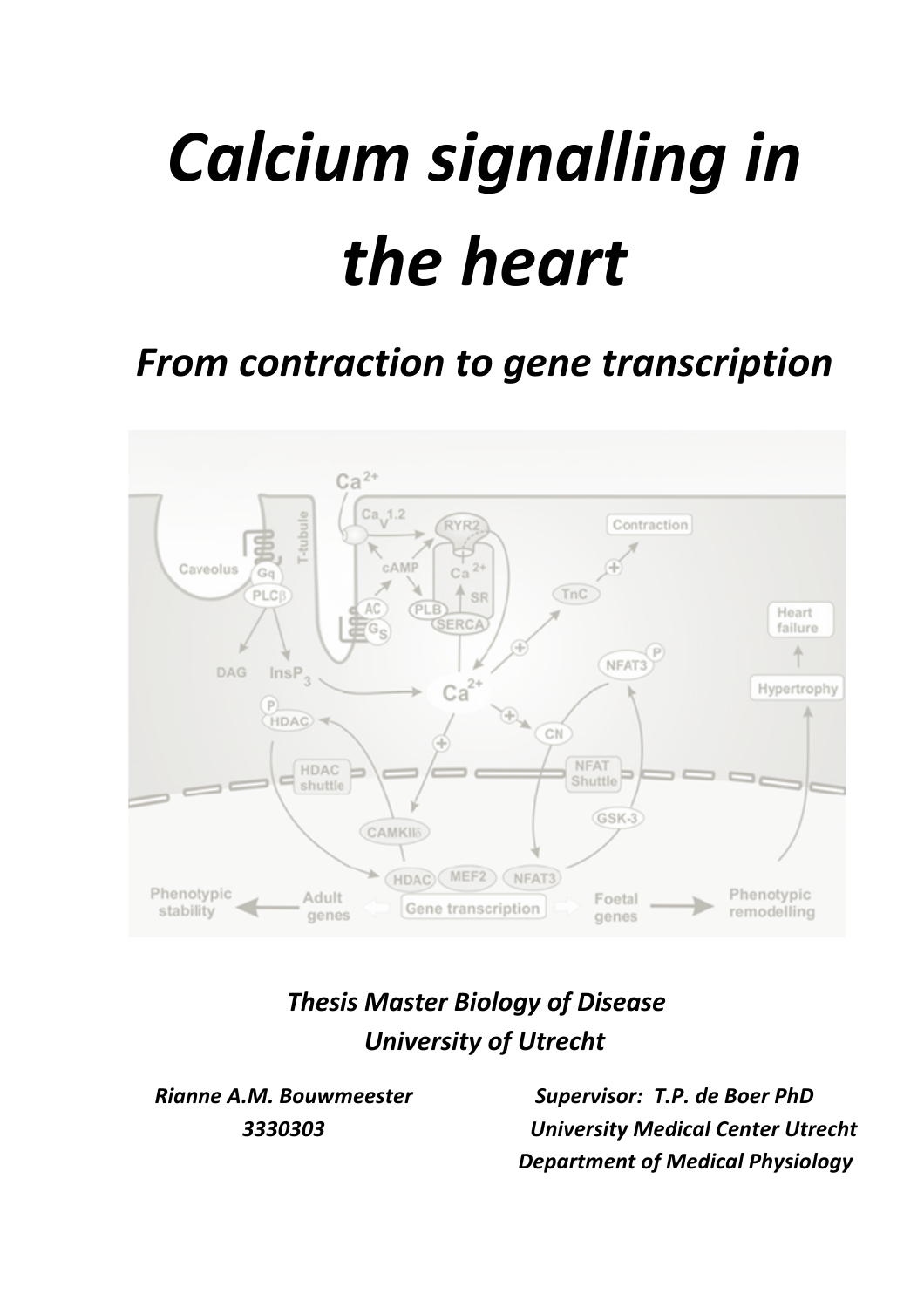# *Calcium signalling in the heart*

## *From contraction to gene transcription*

***Thesis Master Biology of Disease***
***University of Utrecht***

***Rianne A.M. Bouwmeester***
***3330303***

***Supervisor: T.P. de Boer PhD***
***University Medical Center Utrecht***
***Department of Medical Physiology***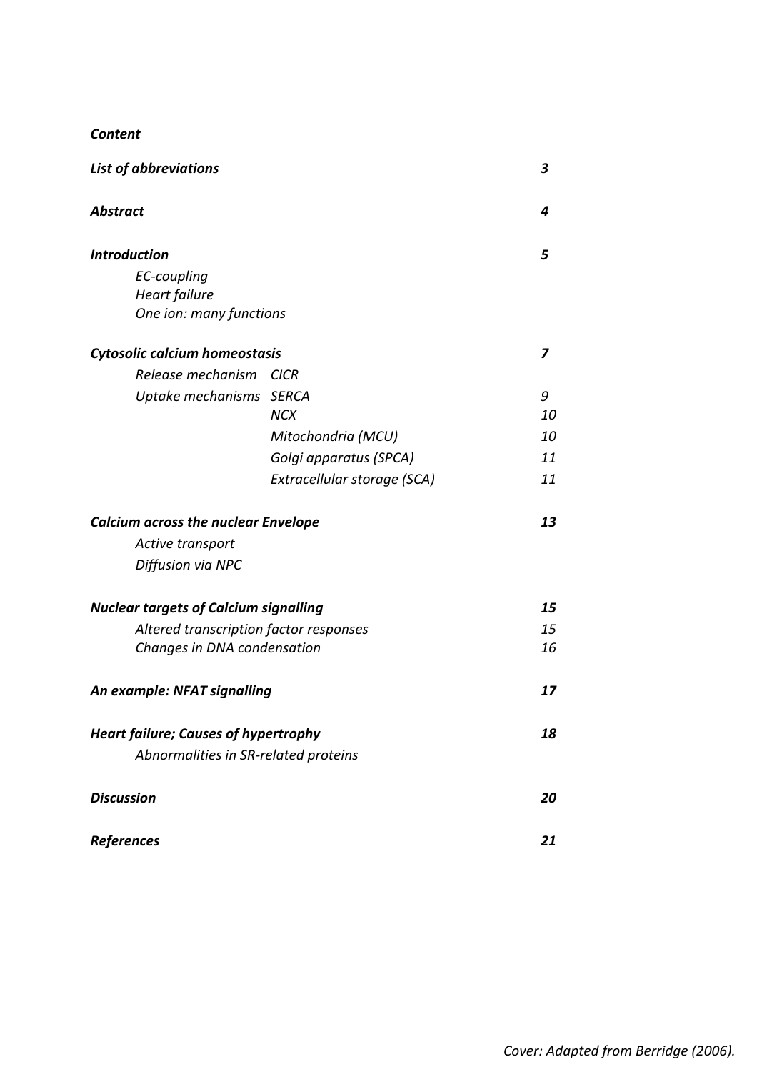***Content***

| | | |
|---|---|---|
| ***List of abbreviations*** | | ***3*** |
| ***Abstract*** | | ***4*** |
| ***Introduction*** | | ***5*** |
| *EC-coupling* | | |
| *Heart failure* | | |
| *One ion: many functions* | | |
| ***Cytosolic calcium homeostasis*** | | ***7*** |
| *Release mechanism* | *CICR* | |
| *Uptake mechanisms* | *SERCA* | *9* |
| | *NCX* | *10* |
| | *Mitochondria (MCU)* | *10* |
| | *Golgi apparatus (SPCA)* | *11* |
| | *Extracellular storage (SCA)* | *11* |
| ***Calcium across the nuclear Envelope*** | | ***13*** |
| *Active transport* | | |
| *Diffusion via NPC* | | |
| ***Nuclear targets of Calcium signalling*** | | ***15*** |
| *Altered transcription factor responses* | | *15* |
| *Changes in DNA condensation* | | *16* |
| ***An example: NFAT signalling*** | | ***17*** |
| ***Heart failure; Causes of hypertrophy*** | | ***18*** |
| *Abnormalities in SR-related proteins* | | |
| ***Discussion*** | | ***20*** |
| ***References*** | | ***21*** |

*Cover: Adapted from Berridge (2006).*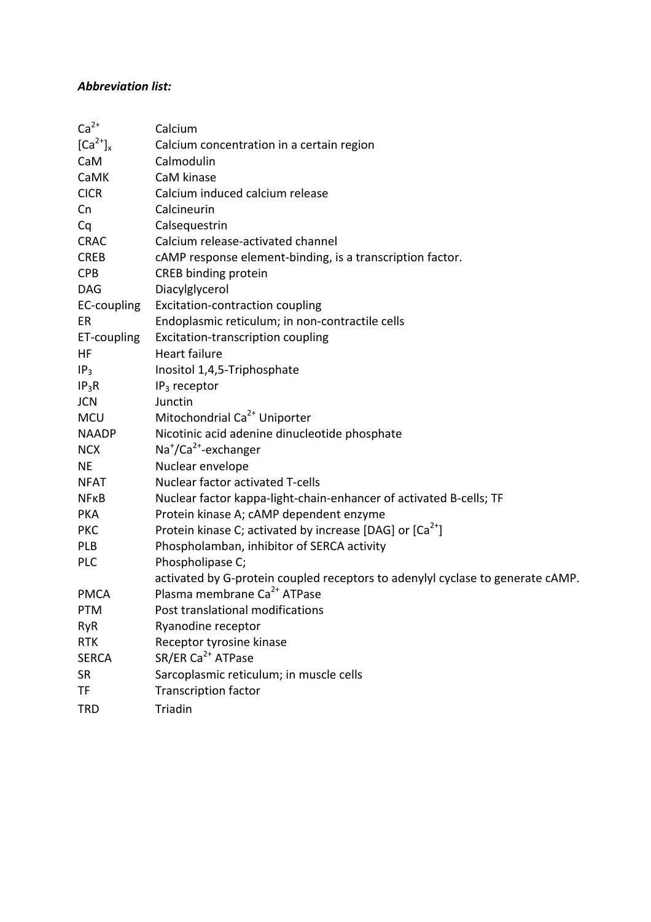***Abbreviation list:***

| | |
|---|---|
| $Ca^{2+}$ | Calcium |
| $[Ca^{2+}]_x$ | Calcium concentration in a certain region |
| CaM | Calmodulin |
| CaMK | CaM kinase |
| CICR | Calcium induced calcium release |
| Cn | Calcineurin |
| Cq | Calsequestrin |
| CRAC | Calcium release-activated channel |
| CREB | cAMP response element-binding, is a transcription factor. |
| CPB | CREB binding protein |
| DAG | Diacylglycerol |
| EC-coupling | Excitation-contraction coupling |
| ER | Endoplasmic reticulum; in non-contractile cells |
| ET-coupling | Excitation-transcription coupling |
| HF | Heart failure |
| $IP_3$ | Inositol 1,4,5-Triphosphate |
| $IP_3R$ | $IP_3$ receptor |
| JCN | Junctin |
| MCU | Mitochondrial $Ca^{2+}$ Uniporter |
| NAADP | Nicotinic acid adenine dinucleotide phosphate |
| NCX | $Na^+/Ca^{2+}$-exchanger |
| NE | Nuclear envelope |
| NFAT | Nuclear factor activated T-cells |
| NFκB | Nuclear factor kappa-light-chain-enhancer of activated B-cells; TF |
| PKA | Protein kinase A; cAMP dependent enzyme |
| PKC | Protein kinase C; activated by increase [DAG] or $[Ca^{2+}]$ |
| PLB | Phospholamban, inhibitor of SERCA activity |
| PLC | Phospholipase C; activated by G-protein coupled receptors to adenylyl cyclase to generate cAMP. |
| PMCA | Plasma membrane $Ca^{2+}$ ATPase |
| PTM | Post translational modifications |
| RyR | Ryanodine receptor |
| RTK | Receptor tyrosine kinase |
| SERCA | SR/ER $Ca^{2+}$ ATPase |
| SR | Sarcoplasmic reticulum; in muscle cells |
| TF | Transcription factor |
| TRD | Triadin |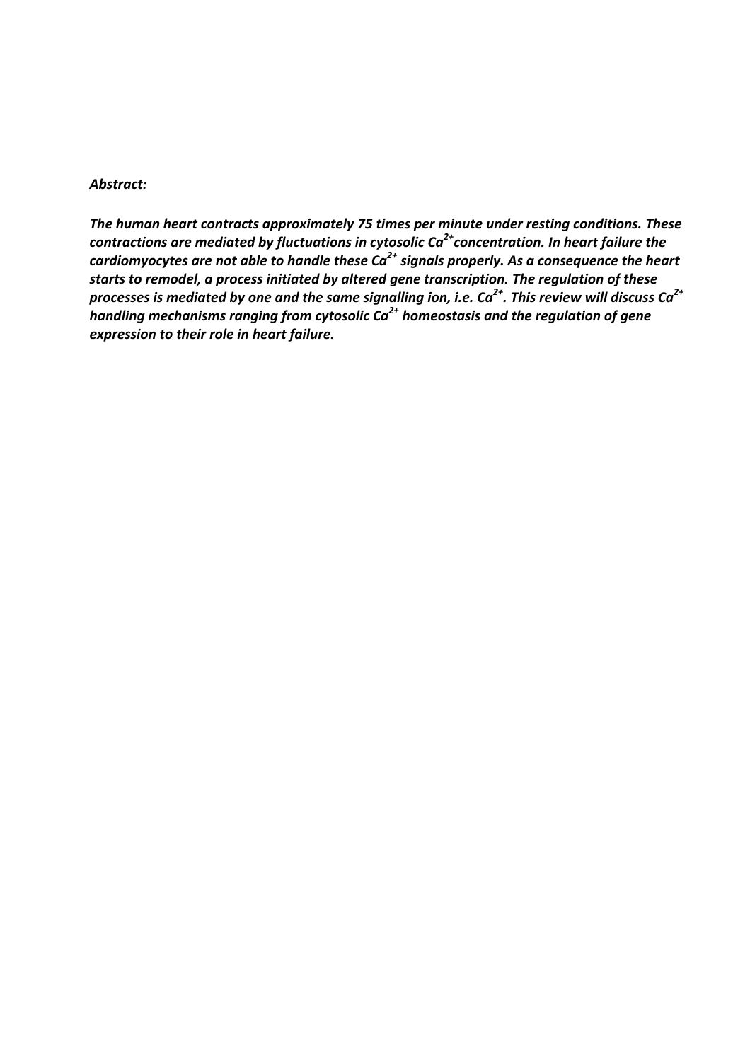***Abstract:***

***The human heart contracts approximately 75 times per minute under resting conditions. These contractions are mediated by fluctuations in cytosolic $Ca^{2+}$ concentration. In heart failure the cardiomyocytes are not able to handle these $Ca^{2+}$ signals properly. As a consequence the heart starts to remodel, a process initiated by altered gene transcription. The regulation of these processes is mediated by one and the same signalling ion, i.e. $Ca^{2+}$. This review will discuss $Ca^{2+}$ handling mechanisms ranging from cytosolic $Ca^{2+}$ homeostasis and the regulation of gene expression to their role in heart failure.***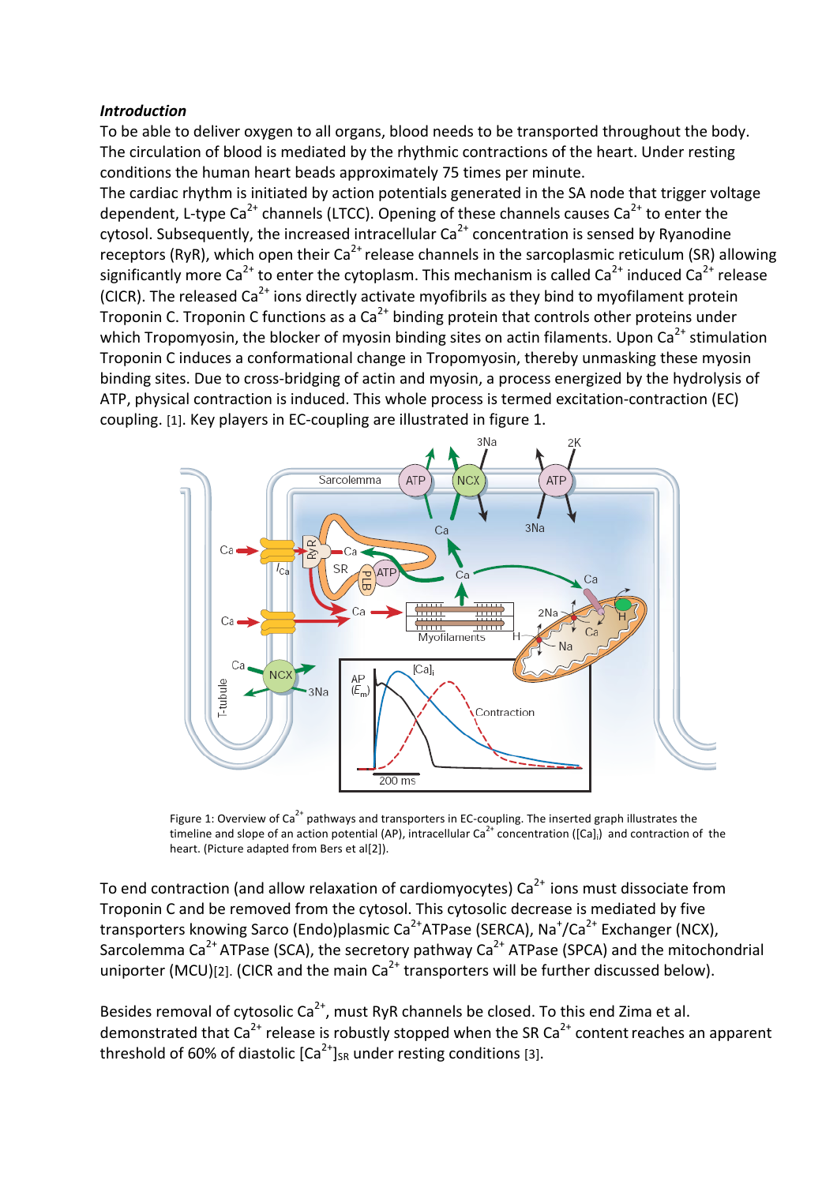***Introduction***

To be able to deliver oxygen to all organs, blood needs to be transported throughout the body. The circulation of blood is mediated by the rhythmic contractions of the heart. Under resting conditions the human heart beads approximately 75 times per minute.

The cardiac rhythm is initiated by action potentials generated in the SA node that trigger voltage dependent, L-type $Ca^{2+}$ channels (LTCC). Opening of these channels causes $Ca^{2+}$ to enter the cytosol. Subsequently, the increased intracellular $Ca^{2+}$ concentration is sensed by Ryanodine receptors (RyR), which open their $Ca^{2+}$ release channels in the sarcoplasmic reticulum (SR) allowing significantly more $Ca^{2+}$ to enter the cytoplasm. This mechanism is called $Ca^{2+}$ induced $Ca^{2+}$ release (CICR). The released $Ca^{2+}$ ions directly activate myofibrils as they bind to myofilament protein Troponin C. Troponin C functions as a $Ca^{2+}$ binding protein that controls other proteins under which Tropomyosin, the blocker of myosin binding sites on actin filaments. Upon $Ca^{2+}$ stimulation Troponin C induces a conformational change in Tropomyosin, thereby unmasking these myosin binding sites. Due to cross-bridging of actin and myosin, a process energized by the hydrolysis of ATP, physical contraction is induced. This whole process is termed excitation-contraction (EC) coupling. [1]. Key players in EC-coupling are illustrated in figure 1.

Figure 1: Overview of $Ca^{2+}$ pathways and transporters in EC-coupling. The inserted graph illustrates the timeline and slope of an action potential (AP), intracellular $Ca^{2+}$ concentration ($[Ca]_i$) and contraction of the heart. (Picture adapted from Bers et al[2]).

To end contraction (and allow relaxation of cardiomyocytes) $Ca^{2+}$ ions must dissociate from Troponin C and be removed from the cytosol. This cytosolic decrease is mediated by five transporters knowing Sarco (Endo)plasmic $Ca^{2+}$ATPase (SERCA), $Na^{+}$/$Ca^{2+}$ Exchanger (NCX), Sarcolemma $Ca^{2+}$ ATPase (SCA), the secretory pathway $Ca^{2+}$ ATPase (SPCA) and the mitochondrial uniporter (MCU)[2]. (CICR and the main $Ca^{2+}$ transporters will be further discussed below).

Besides removal of cytosolic $Ca^{2+}$, must RyR channels be closed. To this end Zima et al. demonstrated that $Ca^{2+}$ release is robustly stopped when the SR $Ca^{2+}$ content reaches an apparent threshold of 60% of diastolic $[Ca^{2+}]_{SR}$ under resting conditions [3].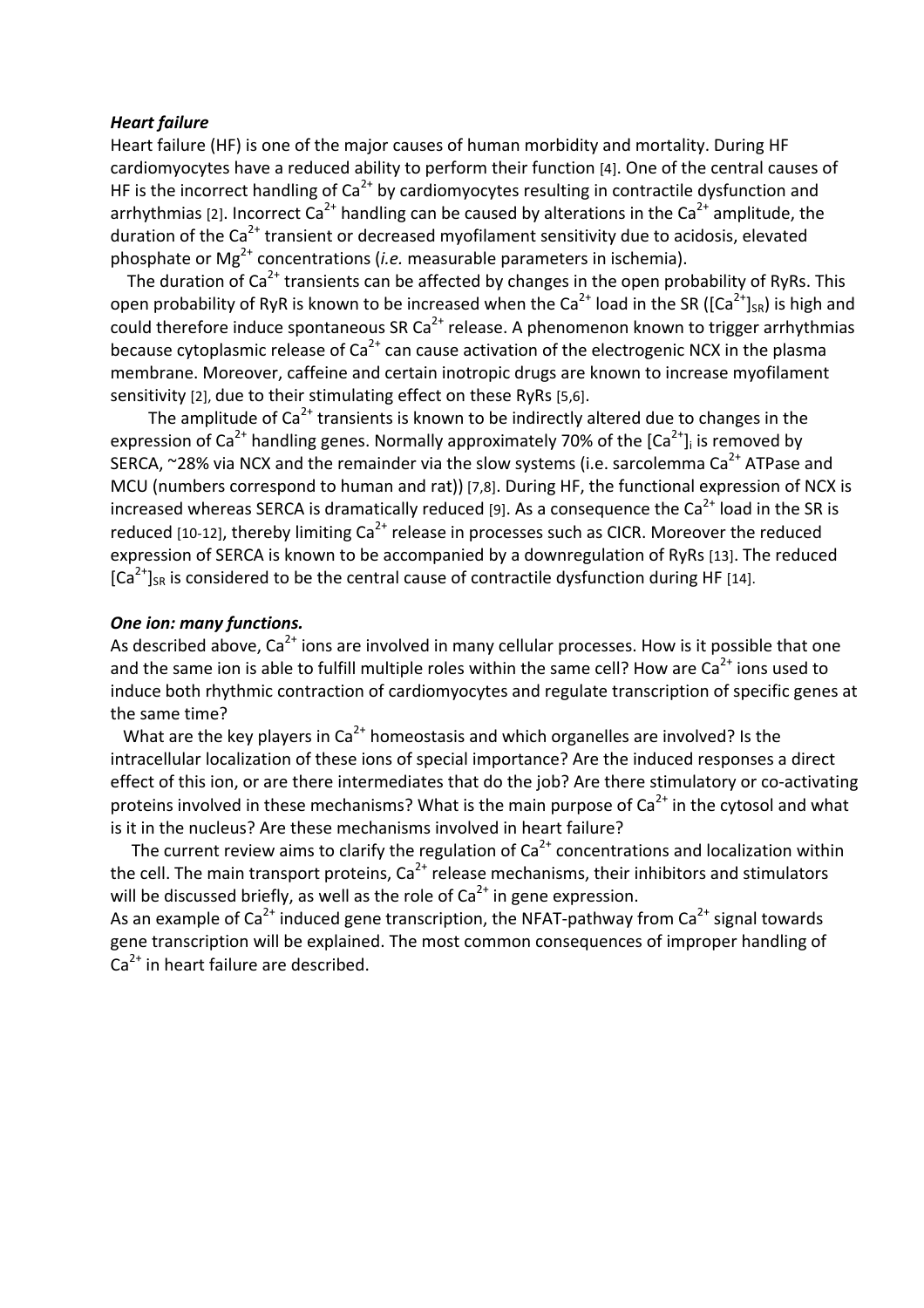### *Heart failure*

Heart failure (HF) is one of the major causes of human morbidity and mortality. During HF cardiomyocytes have a reduced ability to perform their function [4]. One of the central causes of HF is the incorrect handling of $Ca^{2+}$ by cardiomyocytes resulting in contractile dysfunction and arrhythmias [2]. Incorrect $Ca^{2+}$ handling can be caused by alterations in the $Ca^{2+}$ amplitude, the duration of the $Ca^{2+}$ transient or decreased myofilament sensitivity due to acidosis, elevated phosphate or $Mg^{2+}$ concentrations (*i.e.* measurable parameters in ischemia).

The duration of $Ca^{2+}$ transients can be affected by changes in the open probability of RyRs. This open probability of RyR is known to be increased when the $Ca^{2+}$ load in the SR ($[Ca^{2+}]_{SR}$) is high and could therefore induce spontaneous SR $Ca^{2+}$ release. A phenomenon known to trigger arrhythmias because cytoplasmic release of $Ca^{2+}$ can cause activation of the electrogenic NCX in the plasma membrane. Moreover, caffeine and certain inotropic drugs are known to increase myofilament sensitivity [2], due to their stimulating effect on these RyRs [5,6].

The amplitude of $Ca^{2+}$ transients is known to be indirectly altered due to changes in the expression of $Ca^{2+}$ handling genes. Normally approximately 70% of the $[Ca^{2+}]_i$ is removed by SERCA, ~28% via NCX and the remainder via the slow systems (i.e. sarcolemma $Ca^{2+}$ ATPase and MCU (numbers correspond to human and rat)) [7,8]. During HF, the functional expression of NCX is increased whereas SERCA is dramatically reduced [9]. As a consequence the $Ca^{2+}$ load in the SR is reduced [10-12], thereby limiting $Ca^{2+}$ release in processes such as CICR. Moreover the reduced expression of SERCA is known to be accompanied by a downregulation of RyRs [13]. The reduced $[Ca^{2+}]_{SR}$ is considered to be the central cause of contractile dysfunction during HF [14].

### *One ion: many functions.*

As described above, $Ca^{2+}$ ions are involved in many cellular processes. How is it possible that one and the same ion is able to fulfill multiple roles within the same cell? How are $Ca^{2+}$ ions used to induce both rhythmic contraction of cardiomyocytes and regulate transcription of specific genes at the same time?

What are the key players in $Ca^{2+}$ homeostasis and which organelles are involved? Is the intracellular localization of these ions of special importance? Are the induced responses a direct effect of this ion, or are there intermediates that do the job? Are there stimulatory or co-activating proteins involved in these mechanisms? What is the main purpose of $Ca^{2+}$ in the cytosol and what is it in the nucleus? Are these mechanisms involved in heart failure?

The current review aims to clarify the regulation of $Ca^{2+}$ concentrations and localization within the cell. The main transport proteins, $Ca^{2+}$ release mechanisms, their inhibitors and stimulators will be discussed briefly, as well as the role of $Ca^{2+}$ in gene expression.

As an example of $Ca^{2+}$ induced gene transcription, the NFAT-pathway from $Ca^{2+}$ signal towards gene transcription will be explained. The most common consequences of improper handling of $Ca^{2+}$ in heart failure are described.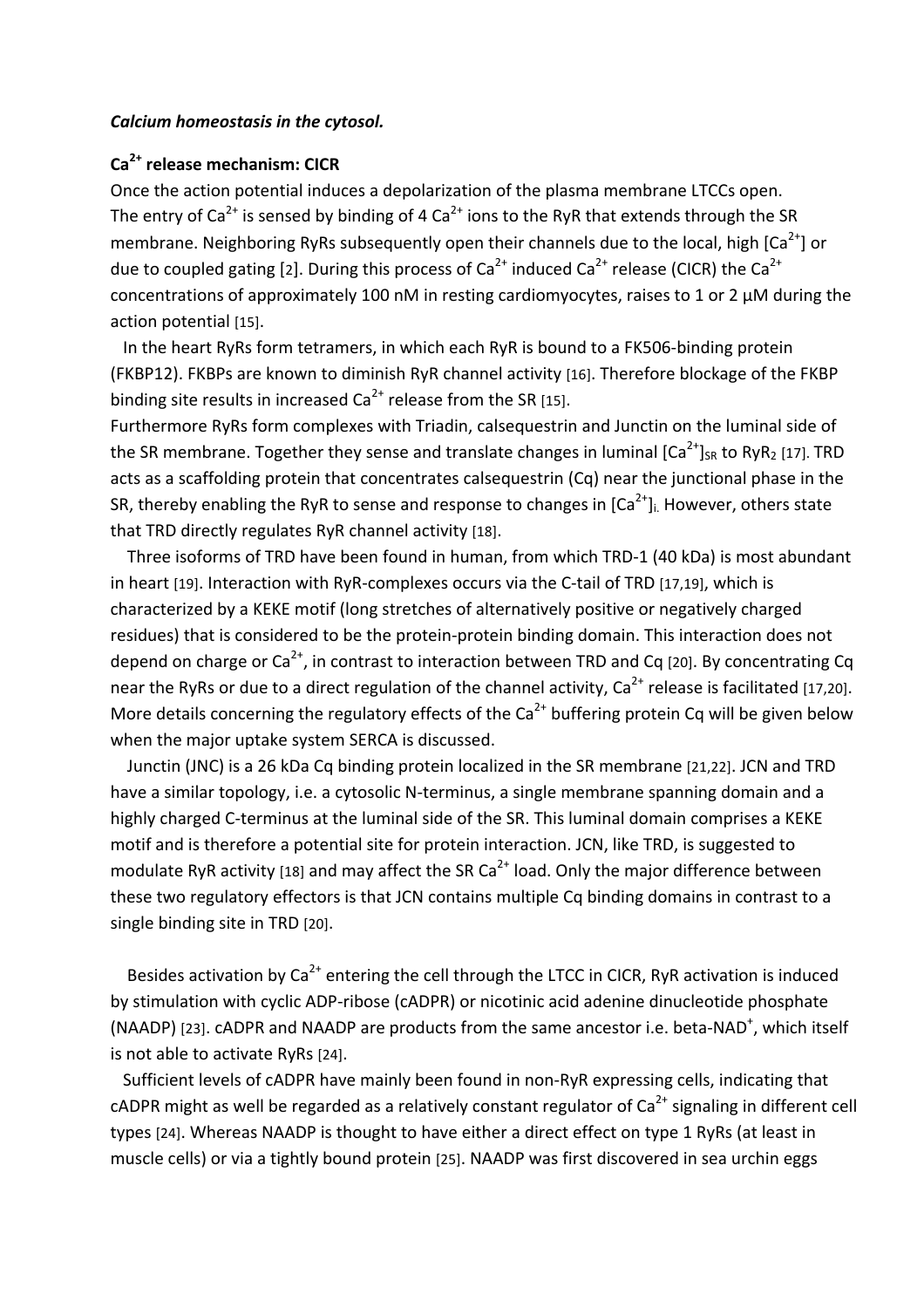***Calcium homeostasis in the cytosol.***

**$Ca^{2+}$ release mechanism: CICR**

Once the action potential induces a depolarization of the plasma membrane LTCCs open. The entry of $Ca^{2+}$ is sensed by binding of 4 $Ca^{2+}$ ions to the RyR that extends through the SR membrane. Neighboring RyRs subsequently open their channels due to the local, high $[Ca^{2+}]$ or due to coupled gating [2]. During this process of $Ca^{2+}$ induced $Ca^{2+}$ release (CICR) the $Ca^{2+}$ concentrations of approximately 100 nM in resting cardiomyocytes, raises to 1 or 2 µM during the action potential [15].

In the heart RyRs form tetramers, in which each RyR is bound to a FK506-binding protein (FKBP12). FKBPs are known to diminish RyR channel activity [16]. Therefore blockage of the FKBP binding site results in increased $Ca^{2+}$ release from the SR [15].

Furthermore RyRs form complexes with Triadin, calsequestrin and Junctin on the luminal side of the SR membrane. Together they sense and translate changes in luminal $[Ca^{2+}]_{SR}$ to $RyR_2$ [17]. TRD acts as a scaffolding protein that concentrates calsequestrin (Cq) near the junctional phase in the SR, thereby enabling the RyR to sense and response to changes in $[Ca^{2+}]_i$. However, others state that TRD directly regulates RyR channel activity [18].

Three isoforms of TRD have been found in human, from which TRD-1 (40 kDa) is most abundant in heart [19]. Interaction with RyR-complexes occurs via the C-tail of TRD [17,19], which is characterized by a KEKE motif (long stretches of alternatively positive or negatively charged residues) that is considered to be the protein-protein binding domain. This interaction does not depend on charge or $Ca^{2+}$, in contrast to interaction between TRD and Cq [20]. By concentrating Cq near the RyRs or due to a direct regulation of the channel activity, $Ca^{2+}$ release is facilitated [17,20]. More details concerning the regulatory effects of the $Ca^{2+}$ buffering protein Cq will be given below when the major uptake system SERCA is discussed.

Junctin (JNC) is a 26 kDa Cq binding protein localized in the SR membrane [21,22]. JCN and TRD have a similar topology, i.e. a cytosolic N-terminus, a single membrane spanning domain and a highly charged C-terminus at the luminal side of the SR. This luminal domain comprises a KEKE motif and is therefore a potential site for protein interaction. JCN, like TRD, is suggested to modulate RyR activity [18] and may affect the SR $Ca^{2+}$ load. Only the major difference between these two regulatory effectors is that JCN contains multiple Cq binding domains in contrast to a single binding site in TRD [20].

Besides activation by $Ca^{2+}$ entering the cell through the LTCC in CICR, RyR activation is induced by stimulation with cyclic ADP-ribose (cADPR) or nicotinic acid adenine dinucleotide phosphate (NAADP) [23]. cADPR and NAADP are products from the same ancestor i.e. beta-$NAD^+$, which itself is not able to activate RyRs [24].

Sufficient levels of cADPR have mainly been found in non-RyR expressing cells, indicating that cADPR might as well be regarded as a relatively constant regulator of $Ca^{2+}$ signaling in different cell types [24]. Whereas NAADP is thought to have either a direct effect on type 1 RyRs (at least in muscle cells) or via a tightly bound protein [25]. NAADP was first discovered in sea urchin eggs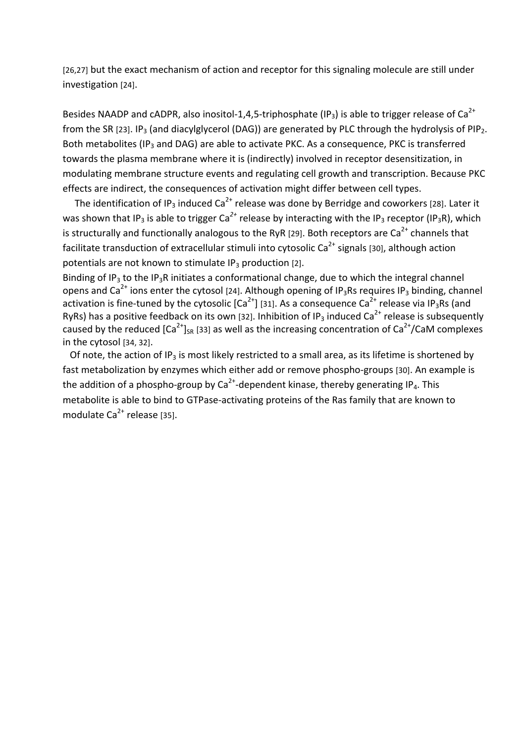[26,27] but the exact mechanism of action and receptor for this signaling molecule are still under investigation [24].

Besides NAADP and cADPR, also inositol-1,4,5-triphosphate ($IP_3$) is able to trigger release of $Ca^{2+}$ from the SR [23]. $IP_3$ (and diacylglycerol (DAG)) are generated by PLC through the hydrolysis of $PIP_2$. Both metabolites ($IP_3$ and DAG) are able to activate PKC. As a consequence, PKC is transferred towards the plasma membrane where it is (indirectly) involved in receptor desensitization, in modulating membrane structure events and regulating cell growth and transcription. Because PKC effects are indirect, the consequences of activation might differ between cell types.

The identification of $IP_3$ induced $Ca^{2+}$ release was done by Berridge and coworkers [28]. Later it was shown that $IP_3$ is able to trigger $Ca^{2+}$ release by interacting with the $IP_3$ receptor ($IP_3R$), which is structurally and functionally analogous to the RyR [29]. Both receptors are $Ca^{2+}$ channels that facilitate transduction of extracellular stimuli into cytosolic $Ca^{2+}$ signals [30], although action potentials are not known to stimulate $IP_3$ production [2].

Binding of $IP_3$ to the $IP_3R$ initiates a conformational change, due to which the integral channel opens and $Ca^{2+}$ ions enter the cytosol [24]. Although opening of $IP_3Rs$ requires $IP_3$ binding, channel activation is fine-tuned by the cytosolic $[Ca^{2+}]$ [31]. As a consequence $Ca^{2+}$ release via $IP_3Rs$ (and RyRs) has a positive feedback on its own [32]. Inhibition of $IP_3$ induced $Ca^{2+}$ release is subsequently caused by the reduced $[Ca^{2+}]_{SR}$ [33] as well as the increasing concentration of $Ca^{2+}$/CaM complexes in the cytosol [34, 32].

Of note, the action of $IP_3$ is most likely restricted to a small area, as its lifetime is shortened by fast metabolization by enzymes which either add or remove phospho-groups [30]. An example is the addition of a phospho-group by $Ca^{2+}$-dependent kinase, thereby generating $IP_4$. This metabolite is able to bind to GTPase-activating proteins of the Ras family that are known to modulate $Ca^{2+}$ release [35].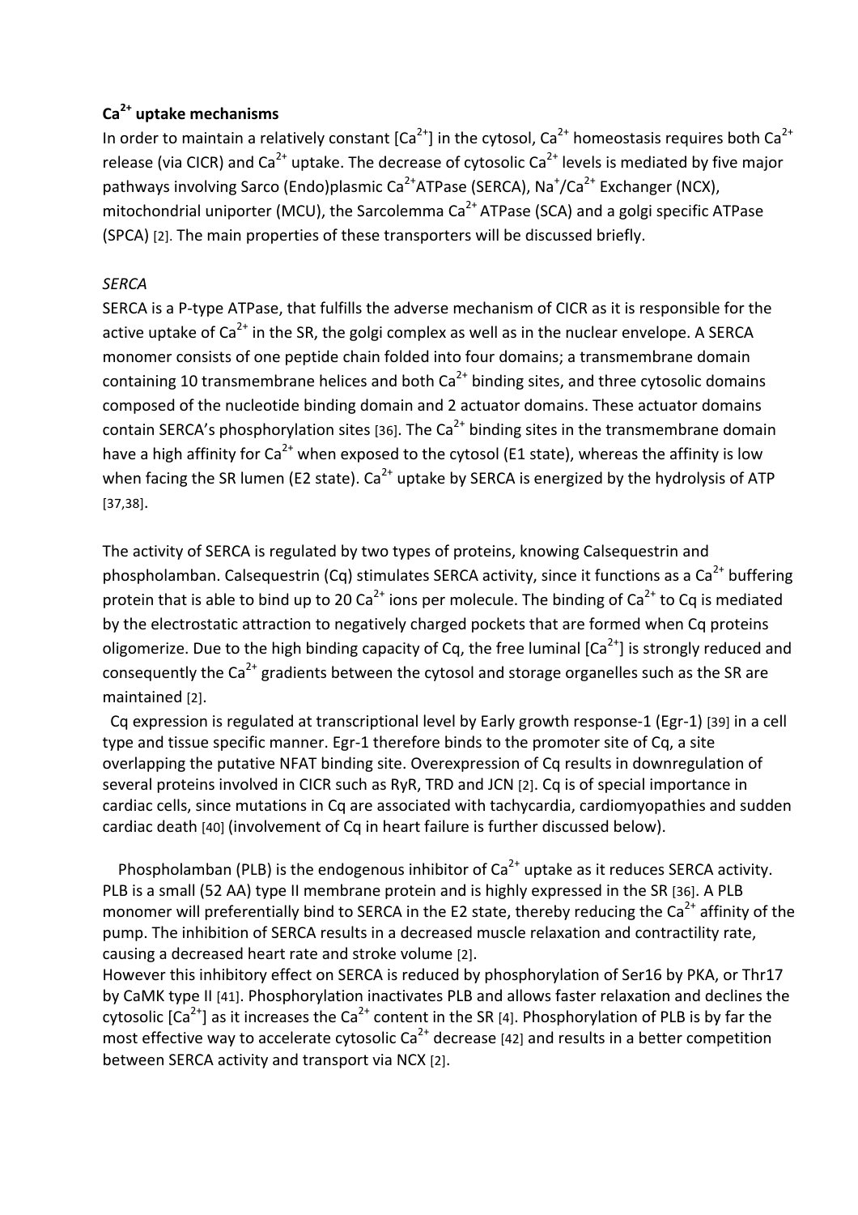**$Ca^{2+}$ uptake mechanisms**

In order to maintain a relatively constant $[Ca^{2+}]$ in the cytosol, $Ca^{2+}$ homeostasis requires both $Ca^{2+}$ release (via CICR) and $Ca^{2+}$ uptake. The decrease of cytosolic $Ca^{2+}$ levels is mediated by five major pathways involving Sarco (Endo)plasmic $Ca^{2+}$ATPase (SERCA), $Na^{+}/Ca^{2+}$ Exchanger (NCX), mitochondrial uniporter (MCU), the Sarcolemma $Ca^{2+}$ ATPase (SCA) and a golgi specific ATPase (SPCA) [2]. The main properties of these transporters will be discussed briefly.

*SERCA*

SERCA is a P-type ATPase, that fulfills the adverse mechanism of CICR as it is responsible for the active uptake of $Ca^{2+}$ in the SR, the golgi complex as well as in the nuclear envelope. A SERCA monomer consists of one peptide chain folded into four domains; a transmembrane domain containing 10 transmembrane helices and both $Ca^{2+}$ binding sites, and three cytosolic domains composed of the nucleotide binding domain and 2 actuator domains. These actuator domains contain SERCA's phosphorylation sites [36]. The $Ca^{2+}$ binding sites in the transmembrane domain have a high affinity for $Ca^{2+}$ when exposed to the cytosol (E1 state), whereas the affinity is low when facing the SR lumen (E2 state). $Ca^{2+}$ uptake by SERCA is energized by the hydrolysis of ATP [37,38].

The activity of SERCA is regulated by two types of proteins, knowing Calsequestrin and phospholamban. Calsequestrin (Cq) stimulates SERCA activity, since it functions as a $Ca^{2+}$ buffering protein that is able to bind up to 20 $Ca^{2+}$ ions per molecule. The binding of $Ca^{2+}$ to Cq is mediated by the electrostatic attraction to negatively charged pockets that are formed when Cq proteins oligomerize. Due to the high binding capacity of Cq, the free luminal $[Ca^{2+}]$ is strongly reduced and consequently the $Ca^{2+}$ gradients between the cytosol and storage organelles such as the SR are maintained [2].

Cq expression is regulated at transcriptional level by Early growth response-1 (Egr-1) [39] in a cell type and tissue specific manner. Egr-1 therefore binds to the promoter site of Cq, a site overlapping the putative NFAT binding site. Overexpression of Cq results in downregulation of several proteins involved in CICR such as RyR, TRD and JCN [2]. Cq is of special importance in cardiac cells, since mutations in Cq are associated with tachycardia, cardiomyopathies and sudden cardiac death [40] (involvement of Cq in heart failure is further discussed below).

Phospholamban (PLB) is the endogenous inhibitor of $Ca^{2+}$ uptake as it reduces SERCA activity. PLB is a small (52 AA) type II membrane protein and is highly expressed in the SR [36]. A PLB monomer will preferentially bind to SERCA in the E2 state, thereby reducing the $Ca^{2+}$ affinity of the pump. The inhibition of SERCA results in a decreased muscle relaxation and contractility rate, causing a decreased heart rate and stroke volume [2].

However this inhibitory effect on SERCA is reduced by phosphorylation of Ser16 by PKA, or Thr17 by CaMK type II [41]. Phosphorylation inactivates PLB and allows faster relaxation and declines the cytosolic $[Ca^{2+}]$ as it increases the $Ca^{2+}$ content in the SR [4]. Phosphorylation of PLB is by far the most effective way to accelerate cytosolic $Ca^{2+}$ decrease [42] and results in a better competition between SERCA activity and transport via NCX [2].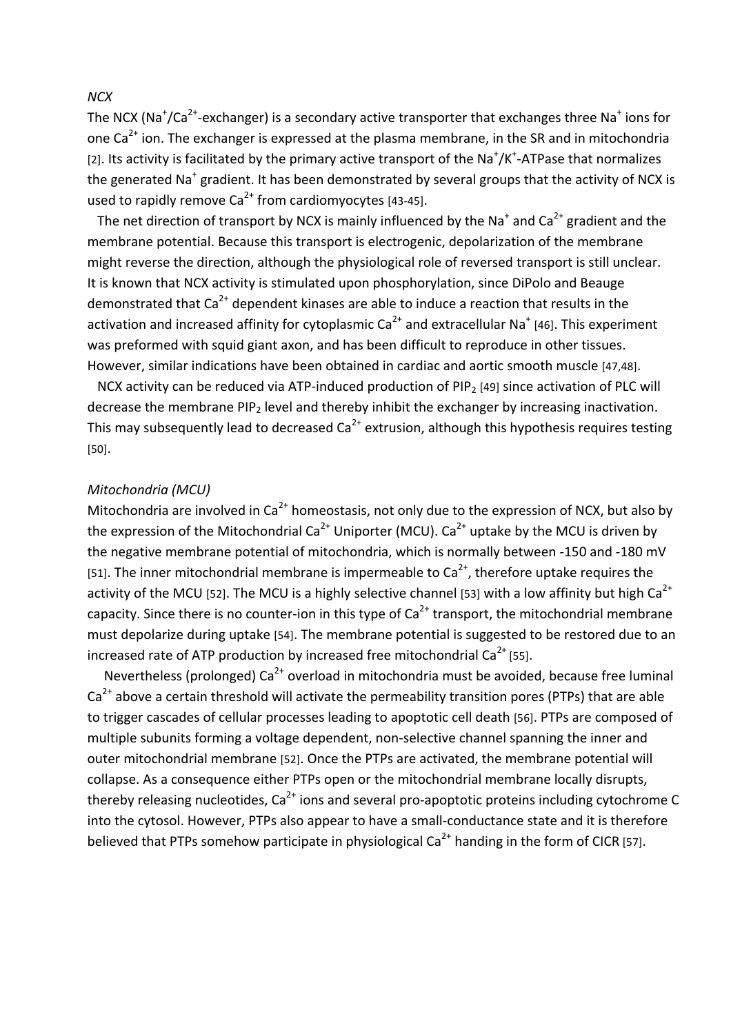*NCX*

The NCX ($Na^+/Ca^{2+}$-exchanger) is a secondary active transporter that exchanges three $Na^+$ ions for one $Ca^{2+}$ ion. The exchanger is expressed at the plasma membrane, in the SR and in mitochondria [2]. Its activity is facilitated by the primary active transport of the $Na^+/K^+$-ATPase that normalizes the generated $Na^+$ gradient. It has been demonstrated by several groups that the activity of NCX is used to rapidly remove $Ca^{2+}$ from cardiomyocytes [43-45].

The net direction of transport by NCX is mainly influenced by the $Na^+$ and $Ca^{2+}$ gradient and the membrane potential. Because this transport is electrogenic, depolarization of the membrane might reverse the direction, although the physiological role of reversed transport is still unclear. It is known that NCX activity is stimulated upon phosphorylation, since DiPolo and Beauge demonstrated that $Ca^{2+}$ dependent kinases are able to induce a reaction that results in the activation and increased affinity for cytoplasmic $Ca^{2+}$ and extracellular $Na^+$ [46]. This experiment was preformed with squid giant axon, and has been difficult to reproduce in other tissues. However, similar indications have been obtained in cardiac and aortic smooth muscle [47,48].

NCX activity can be reduced via ATP-induced production of $PIP_2$ [49] since activation of PLC will decrease the membrane $PIP_2$ level and thereby inhibit the exchanger by increasing inactivation. This may subsequently lead to decreased $Ca^{2+}$ extrusion, although this hypothesis requires testing [50].

*Mitochondria (MCU)*

Mitochondria are involved in $Ca^{2+}$ homeostasis, not only due to the expression of NCX, but also by the expression of the Mitochondrial $Ca^{2+}$ Uniporter (MCU). $Ca^{2+}$ uptake by the MCU is driven by the negative membrane potential of mitochondria, which is normally between -150 and -180 mV [51]. The inner mitochondrial membrane is impermeable to $Ca^{2+}$, therefore uptake requires the activity of the MCU [52]. The MCU is a highly selective channel [53] with a low affinity but high $Ca^{2+}$ capacity. Since there is no counter-ion in this type of $Ca^{2+}$ transport, the mitochondrial membrane must depolarize during uptake [54]. The membrane potential is suggested to be restored due to an increased rate of ATP production by increased free mitochondrial $Ca^{2+}$ [55].

Nevertheless (prolonged) $Ca^{2+}$ overload in mitochondria must be avoided, because free luminal $Ca^{2+}$ above a certain threshold will activate the permeability transition pores (PTPs) that are able to trigger cascades of cellular processes leading to apoptotic cell death [56]. PTPs are composed of multiple subunits forming a voltage dependent, non-selective channel spanning the inner and outer mitochondrial membrane [52]. Once the PTPs are activated, the membrane potential will collapse. As a consequence either PTPs open or the mitochondrial membrane locally disrupts, thereby releasing nucleotides, $Ca^{2+}$ ions and several pro-apoptotic proteins including cytochrome C into the cytosol. However, PTPs also appear to have a small-conductance state and it is therefore believed that PTPs somehow participate in physiological $Ca^{2+}$ handing in the form of CICR [57].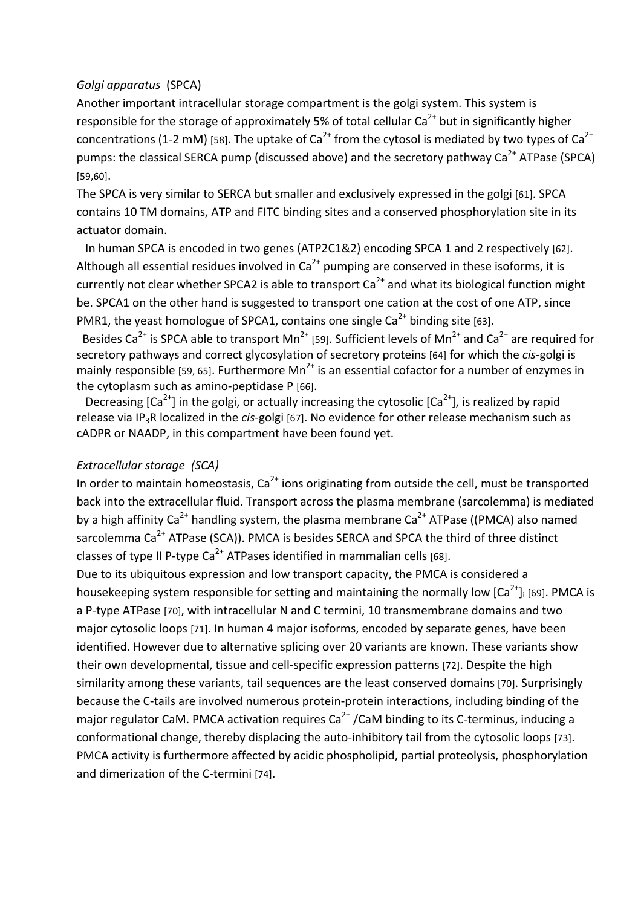*Golgi apparatus* (SPCA)

Another important intracellular storage compartment is the golgi system. This system is responsible for the storage of approximately 5% of total cellular $Ca^{2+}$ but in significantly higher concentrations (1-2 mM) [58]. The uptake of $Ca^{2+}$ from the cytosol is mediated by two types of $Ca^{2+}$ pumps: the classical SERCA pump (discussed above) and the secretory pathway $Ca^{2+}$ ATPase (SPCA) [59,60].

The SPCA is very similar to SERCA but smaller and exclusively expressed in the golgi [61]. SPCA contains 10 TM domains, ATP and FITC binding sites and a conserved phosphorylation site in its actuator domain.

In human SPCA is encoded in two genes (ATP2C1&2) encoding SPCA 1 and 2 respectively [62]. Although all essential residues involved in $Ca^{2+}$ pumping are conserved in these isoforms, it is currently not clear whether SPCA2 is able to transport $Ca^{2+}$ and what its biological function might be. SPCA1 on the other hand is suggested to transport one cation at the cost of one ATP, since PMR1, the yeast homologue of SPCA1, contains one single $Ca^{2+}$ binding site [63].

Besides $Ca^{2+}$ is SPCA able to transport $Mn^{2+}$ [59]. Sufficient levels of $Mn^{2+}$ and $Ca^{2+}$ are required for secretory pathways and correct glycosylation of secretory proteins [64] for which the *cis*-golgi is mainly responsible [59, 65]. Furthermore $Mn^{2+}$ is an essential cofactor for a number of enzymes in the cytoplasm such as amino-peptidase P [66].

Decreasing $[Ca^{2+}]$ in the golgi, or actually increasing the cytosolic $[Ca^{2+}]$, is realized by rapid release via $IP_3R$ localized in the *cis*-golgi [67]. No evidence for other release mechanism such as cADPR or NAADP, in this compartment have been found yet.

*Extracellular storage (SCA)*

In order to maintain homeostasis, $Ca^{2+}$ ions originating from outside the cell, must be transported back into the extracellular fluid. Transport across the plasma membrane (sarcolemma) is mediated by a high affinity $Ca^{2+}$ handling system, the plasma membrane $Ca^{2+}$ ATPase ((PMCA) also named sarcolemma $Ca^{2+}$ ATPase (SCA)). PMCA is besides SERCA and SPCA the third of three distinct classes of type II P-type $Ca^{2+}$ ATPases identified in mammalian cells [68].

Due to its ubiquitous expression and low transport capacity, the PMCA is considered a housekeeping system responsible for setting and maintaining the normally low $[Ca^{2+}]_i$ [69]. PMCA is a P-type ATPase [70], with intracellular N and C termini, 10 transmembrane domains and two major cytosolic loops [71]. In human 4 major isoforms, encoded by separate genes, have been identified. However due to alternative splicing over 20 variants are known. These variants show their own developmental, tissue and cell-specific expression patterns [72]. Despite the high similarity among these variants, tail sequences are the least conserved domains [70]. Surprisingly because the C-tails are involved numerous protein-protein interactions, including binding of the major regulator CaM. PMCA activation requires $Ca^{2+}$ /CaM binding to its C-terminus, inducing a conformational change, thereby displacing the auto-inhibitory tail from the cytosolic loops [73]. PMCA activity is furthermore affected by acidic phospholipid, partial proteolysis, phosphorylation and dimerization of the C-termini [74].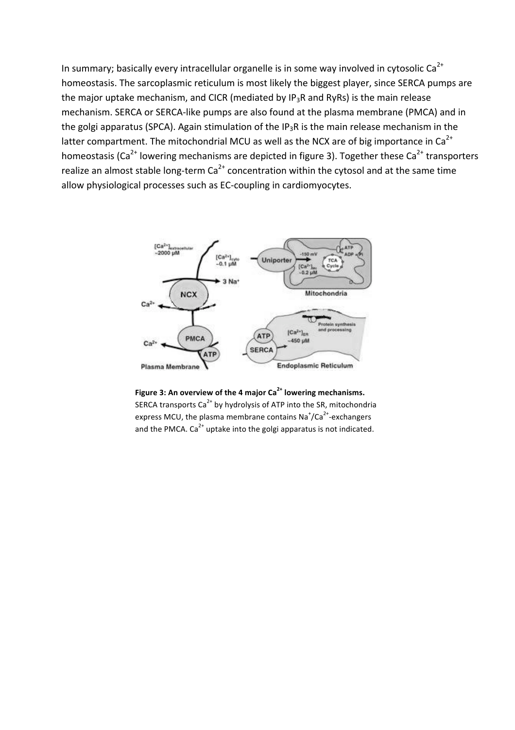In summary; basically every intracellular organelle is in some way involved in cytosolic $Ca^{2+}$ homeostasis. The sarcoplasmic reticulum is most likely the biggest player, since SERCA pumps are the major uptake mechanism, and CICR (mediated by $IP_3R$ and RyRs) is the main release mechanism. SERCA or SERCA-like pumps are also found at the plasma membrane (PMCA) and in the golgi apparatus (SPCA). Again stimulation of the $IP_3R$ is the main release mechanism in the latter compartment. The mitochondrial MCU as well as the NCX are of big importance in $Ca^{2+}$ homeostasis ($Ca^{2+}$ lowering mechanisms are depicted in figure 3). Together these $Ca^{2+}$ transporters realize an almost stable long-term $Ca^{2+}$ concentration within the cytosol and at the same time allow physiological processes such as EC-coupling in cardiomyocytes.

**Figure 3: An overview of the 4 major $Ca^{2+}$ lowering mechanisms.** SERCA transports $Ca^{2+}$ by hydrolysis of ATP into the SR, mitochondria express MCU, the plasma membrane contains $Na^{+}/Ca^{2+}$-exchangers and the PMCA. $Ca^{2+}$ uptake into the golgi apparatus is not indicated.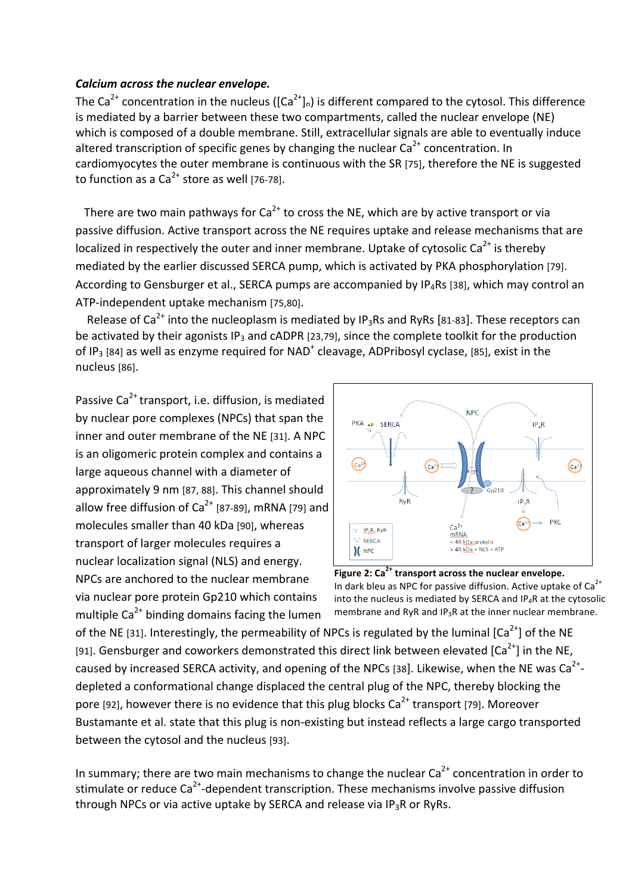***Calcium across the nuclear envelope.***

The $Ca^{2+}$ concentration in the nucleus ($[Ca^{2+}]_n$) is different compared to the cytosol. This difference is mediated by a barrier between these two compartments, called the nuclear envelope (NE) which is composed of a double membrane. Still, extracellular signals are able to eventually induce altered transcription of specific genes by changing the nuclear $Ca^{2+}$ concentration. In cardiomyocytes the outer membrane is continuous with the SR [75], therefore the NE is suggested to function as a $Ca^{2+}$ store as well [76-78].

There are two main pathways for $Ca^{2+}$ to cross the NE, which are by active transport or via passive diffusion. Active transport across the NE requires uptake and release mechanisms that are localized in respectively the outer and inner membrane. Uptake of cytosolic $Ca^{2+}$ is thereby mediated by the earlier discussed SERCA pump, which is activated by PKA phosphorylation [79]. According to Gensburger et al., SERCA pumps are accompanied by $IP_4Rs$ [38], which may control an ATP-independent uptake mechanism [75,80].

Release of $Ca^{2+}$ into the nucleoplasm is mediated by $IP_3Rs$ and RyRs [81-83]. These receptors can be activated by their agonists $IP_3$ and cADPR [23,79], since the complete toolkit for the production of $IP_3$ [84] as well as enzyme required for $NAD^+$ cleavage, ADPribosyl cyclase, [85], exist in the nucleus [86].

Passive $Ca^{2+}$ transport, i.e. diffusion, is mediated by nuclear pore complexes (NPCs) that span the inner and outer membrane of the NE [31]. A NPC is an oligomeric protein complex and contains a large aqueous channel with a diameter of approximately 9 nm [87, 88]. This channel should allow free diffusion of $Ca^{2+}$ [87-89], mRNA [79] and molecules smaller than 40 kDa [90], whereas transport of larger molecules requires a nuclear localization signal (NLS) and energy. NPCs are anchored to the nuclear membrane via nuclear pore protein Gp210 which contains multiple $Ca^{2+}$ binding domains facing the lumen of the NE [31]. Interestingly, the permeability of NPCs is regulated by the luminal $[Ca^{2+}]$ of the NE [91]. Gensburger and coworkers demonstrated this direct link between elevated $[Ca^{2+}]$ in the NE, caused by increased SERCA activity, and opening of the NPCs [38]. Likewise, when the NE was $Ca^{2+}$-depleted a conformational change displaced the central plug of the NPC, thereby blocking the pore [92], however there is no evidence that this plug blocks $Ca^{2+}$ transport [79]. Moreover Bustamante et al. state that this plug is non-existing but instead reflects a large cargo transported between the cytosol and the nucleus [93].

**Figure 2: $Ca^{2+}$ transport across the nuclear envelope.**
In dark bleu as NPC for passive diffusion. Active uptake of $Ca^{2+}$ into the nucleus is mediated by SERCA and $IP_4R$ at the cytosolic membrane and RyR and $IP_3R$ at the inner nuclear membrane.

In summary; there are two main mechanisms to change the nuclear $Ca^{2+}$ concentration in order to stimulate or reduce $Ca^{2+}$-dependent transcription. These mechanisms involve passive diffusion through NPCs or via active uptake by SERCA and release via $IP_3R$ or RyRs.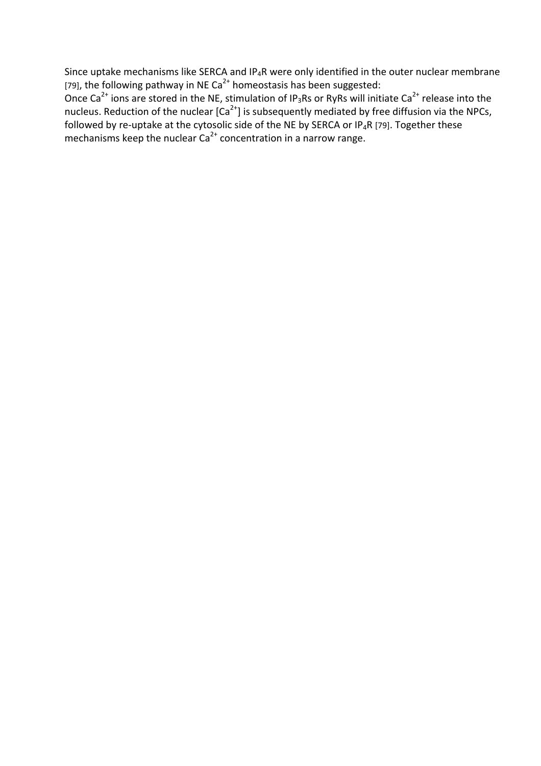Since uptake mechanisms like SERCA and $IP_4R$ were only identified in the outer nuclear membrane [79], the following pathway in NE $Ca^{2+}$ homeostasis has been suggested:
Once $Ca^{2+}$ ions are stored in the NE, stimulation of $IP_3Rs$ or RyRs will initiate $Ca^{2+}$ release into the nucleus. Reduction of the nuclear $[Ca^{2+}]$ is subsequently mediated by free diffusion via the NPCs, followed by re-uptake at the cytosolic side of the NE by SERCA or $IP_4R$ [79]. Together these mechanisms keep the nuclear $Ca^{2+}$ concentration in a narrow range.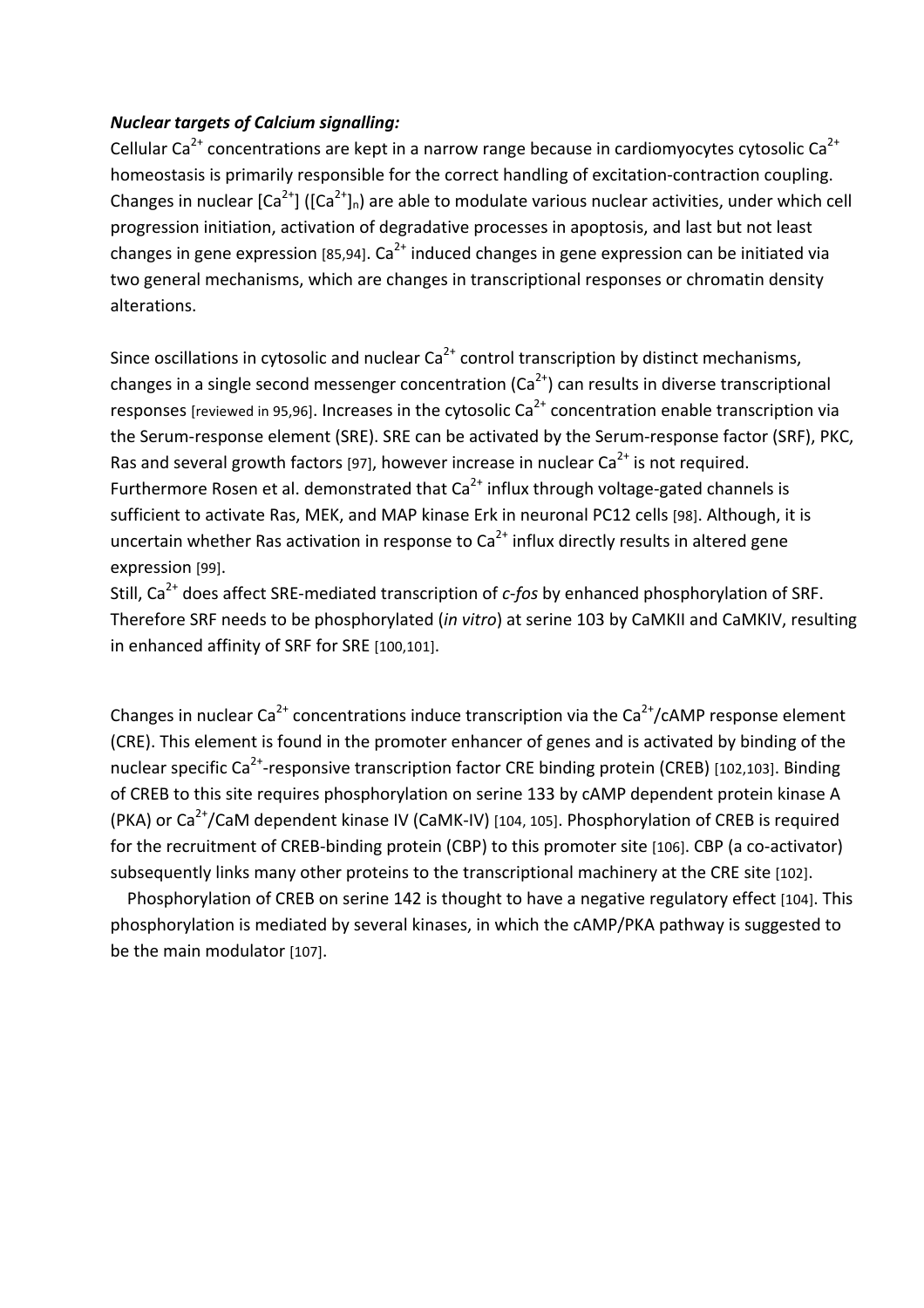***Nuclear targets of Calcium signalling:***

Cellular $Ca^{2+}$ concentrations are kept in a narrow range because in cardiomyocytes cytosolic $Ca^{2+}$ homeostasis is primarily responsible for the correct handling of excitation-contraction coupling. Changes in nuclear $[Ca^{2+}]$ ($[Ca^{2+}]_n$) are able to modulate various nuclear activities, under which cell progression initiation, activation of degradative processes in apoptosis, and last but not least changes in gene expression [85,94]. $Ca^{2+}$ induced changes in gene expression can be initiated via two general mechanisms, which are changes in transcriptional responses or chromatin density alterations.

Since oscillations in cytosolic and nuclear $Ca^{2+}$ control transcription by distinct mechanisms, changes in a single second messenger concentration ($Ca^{2+}$) can results in diverse transcriptional responses [reviewed in 95,96]. Increases in the cytosolic $Ca^{2+}$ concentration enable transcription via the Serum-response element (SRE). SRE can be activated by the Serum-response factor (SRF), PKC, Ras and several growth factors [97], however increase in nuclear $Ca^{2+}$ is not required. Furthermore Rosen et al. demonstrated that $Ca^{2+}$ influx through voltage-gated channels is sufficient to activate Ras, MEK, and MAP kinase Erk in neuronal PC12 cells [98]. Although, it is uncertain whether Ras activation in response to $Ca^{2+}$ influx directly results in altered gene expression [99].

Still, $Ca^{2+}$ does affect SRE-mediated transcription of *c-fos* by enhanced phosphorylation of SRF. Therefore SRF needs to be phosphorylated (*in vitro*) at serine 103 by CaMKII and CaMKIV, resulting in enhanced affinity of SRF for SRE [100,101].

Changes in nuclear $Ca^{2+}$ concentrations induce transcription via the $Ca^{2+}$/cAMP response element (CRE). This element is found in the promoter enhancer of genes and is activated by binding of the nuclear specific $Ca^{2+}$-responsive transcription factor CRE binding protein (CREB) [102,103]. Binding of CREB to this site requires phosphorylation on serine 133 by cAMP dependent protein kinase A (PKA) or $Ca^{2+}$/CaM dependent kinase IV (CaMK-IV) [104, 105]. Phosphorylation of CREB is required for the recruitment of CREB-binding protein (CBP) to this promoter site [106]. CBP (a co-activator) subsequently links many other proteins to the transcriptional machinery at the CRE site [102].

Phosphorylation of CREB on serine 142 is thought to have a negative regulatory effect [104]. This phosphorylation is mediated by several kinases, in which the cAMP/PKA pathway is suggested to be the main modulator [107].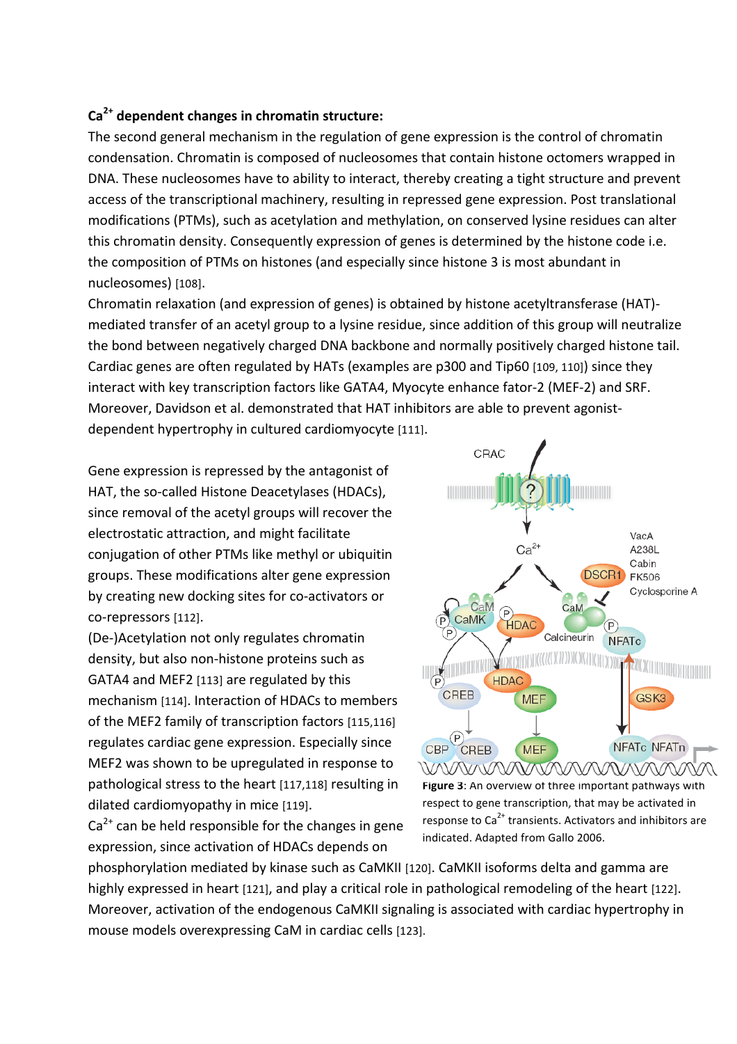**$Ca^{2+}$ dependent changes in chromatin structure:**

The second general mechanism in the regulation of gene expression is the control of chromatin condensation. Chromatin is composed of nucleosomes that contain histone octomers wrapped in DNA. These nucleosomes have to ability to interact, thereby creating a tight structure and prevent access of the transcriptional machinery, resulting in repressed gene expression. Post translational modifications (PTMs), such as acetylation and methylation, on conserved lysine residues can alter this chromatin density. Consequently expression of genes is determined by the histone code i.e. the composition of PTMs on histones (and especially since histone 3 is most abundant in nucleosomes) [108].

Chromatin relaxation (and expression of genes) is obtained by histone acetyltransferase (HAT)-mediated transfer of an acetyl group to a lysine residue, since addition of this group will neutralize the bond between negatively charged DNA backbone and normally positively charged histone tail. Cardiac genes are often regulated by HATs (examples are p300 and Tip60 [109, 110]) since they interact with key transcription factors like GATA4, Myocyte enhance fator-2 (MEF-2) and SRF. Moreover, Davidson et al. demonstrated that HAT inhibitors are able to prevent agonist-dependent hypertrophy in cultured cardiomyocyte [111].

Gene expression is repressed by the antagonist of HAT, the so-called Histone Deacetylases (HDACs), since removal of the acetyl groups will recover the electrostatic attraction, and might facilitate conjugation of other PTMs like methyl or ubiquitin groups. These modifications alter gene expression by creating new docking sites for co-activators or co-repressors [112].

(De-)Acetylation not only regulates chromatin density, but also non-histone proteins such as GATA4 and MEF2 [113] are regulated by this mechanism [114]. Interaction of HDACs to members of the MEF2 family of transcription factors [115,116] regulates cardiac gene expression. Especially since MEF2 was shown to be upregulated in response to pathological stress to the heart [117,118] resulting in dilated cardiomyopathy in mice [119].

$Ca^{2+}$ can be held responsible for the changes in gene expression, since activation of HDACs depends on phosphorylation mediated by kinase such as CaMKII [120]. CaMKII isoforms delta and gamma are highly expressed in heart [121], and play a critical role in pathological remodeling of the heart [122]. Moreover, activation of the endogenous CaMKII signaling is associated with cardiac hypertrophy in mouse models overexpressing CaM in cardiac cells [123].

**Figure 3**: An overview of three important pathways with respect to gene transcription, that may be activated in response to $Ca^{2+}$ transients. Activators and inhibitors are indicated. Adapted from Gallo 2006.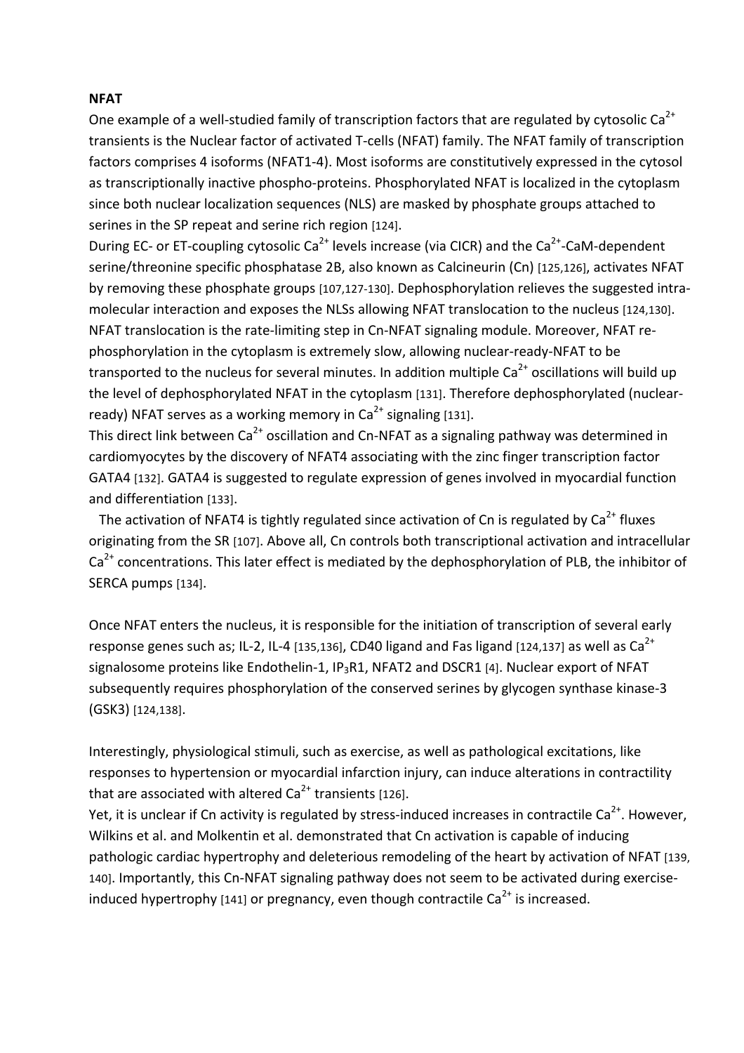**NFAT**

One example of a well-studied family of transcription factors that are regulated by cytosolic $Ca^{2+}$ transients is the Nuclear factor of activated T-cells (NFAT) family. The NFAT family of transcription factors comprises 4 isoforms (NFAT1-4). Most isoforms are constitutively expressed in the cytosol as transcriptionally inactive phospho-proteins. Phosphorylated NFAT is localized in the cytoplasm since both nuclear localization sequences (NLS) are masked by phosphate groups attached to serines in the SP repeat and serine rich region [124].

During EC- or ET-coupling cytosolic $Ca^{2+}$ levels increase (via CICR) and the $Ca^{2+}$-CaM-dependent serine/threonine specific phosphatase 2B, also known as Calcineurin (Cn) [125,126], activates NFAT by removing these phosphate groups [107,127-130]. Dephosphorylation relieves the suggested intra-molecular interaction and exposes the NLSs allowing NFAT translocation to the nucleus [124,130]. NFAT translocation is the rate-limiting step in Cn-NFAT signaling module. Moreover, NFAT re-phosphorylation in the cytoplasm is extremely slow, allowing nuclear-ready-NFAT to be transported to the nucleus for several minutes. In addition multiple $Ca^{2+}$ oscillations will build up the level of dephosphorylated NFAT in the cytoplasm [131]. Therefore dephosphorylated (nuclear-ready) NFAT serves as a working memory in $Ca^{2+}$ signaling [131].

This direct link between $Ca^{2+}$ oscillation and Cn-NFAT as a signaling pathway was determined in cardiomyocytes by the discovery of NFAT4 associating with the zinc finger transcription factor GATA4 [132]. GATA4 is suggested to regulate expression of genes involved in myocardial function and differentiation [133].

The activation of NFAT4 is tightly regulated since activation of Cn is regulated by $Ca^{2+}$ fluxes originating from the SR [107]. Above all, Cn controls both transcriptional activation and intracellular $Ca^{2+}$ concentrations. This later effect is mediated by the dephosphorylation of PLB, the inhibitor of SERCA pumps [134].

Once NFAT enters the nucleus, it is responsible for the initiation of transcription of several early response genes such as; IL-2, IL-4 [135,136], CD40 ligand and Fas ligand [124,137] as well as $Ca^{2+}$ signalosome proteins like Endothelin-1, $IP_3R1$, NFAT2 and DSCR1 [4]. Nuclear export of NFAT subsequently requires phosphorylation of the conserved serines by glycogen synthase kinase-3 (GSK3) [124,138].

Interestingly, physiological stimuli, such as exercise, as well as pathological excitations, like responses to hypertension or myocardial infarction injury, can induce alterations in contractility that are associated with altered $Ca^{2+}$ transients [126].

Yet, it is unclear if Cn activity is regulated by stress-induced increases in contractile $Ca^{2+}$. However, Wilkins et al. and Molkentin et al. demonstrated that Cn activation is capable of inducing pathologic cardiac hypertrophy and deleterious remodeling of the heart by activation of NFAT [139, 140]. Importantly, this Cn-NFAT signaling pathway does not seem to be activated during exercise-induced hypertrophy [141] or pregnancy, even though contractile $Ca^{2+}$ is increased.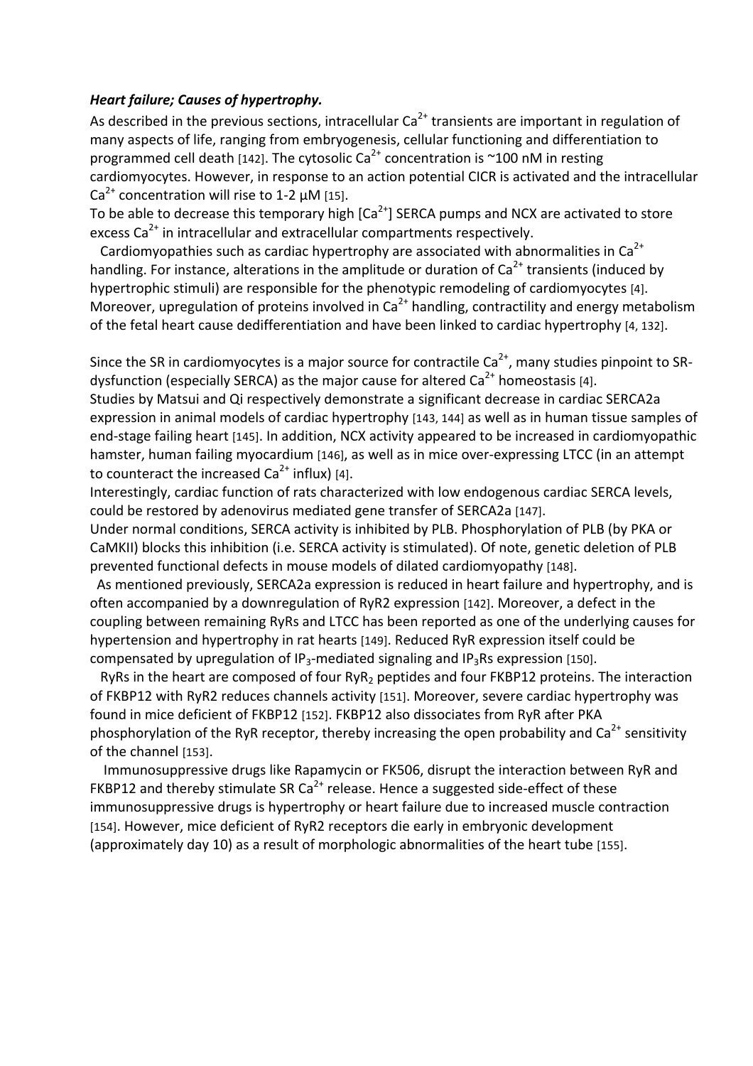***Heart failure; Causes of hypertrophy.***

As described in the previous sections, intracellular $Ca^{2+}$ transients are important in regulation of many aspects of life, ranging from embryogenesis, cellular functioning and differentiation to programmed cell death [142]. The cytosolic $Ca^{2+}$ concentration is ~100 nM in resting cardiomyocytes. However, in response to an action potential CICR is activated and the intracellular $Ca^{2+}$ concentration will rise to 1-2 µM [15].

To be able to decrease this temporary high [$Ca^{2+}$] SERCA pumps and NCX are activated to store excess $Ca^{2+}$ in intracellular and extracellular compartments respectively.

Cardiomyopathies such as cardiac hypertrophy are associated with abnormalities in $Ca^{2+}$ handling. For instance, alterations in the amplitude or duration of $Ca^{2+}$ transients (induced by hypertrophic stimuli) are responsible for the phenotypic remodeling of cardiomyocytes [4]. Moreover, upregulation of proteins involved in $Ca^{2+}$ handling, contractility and energy metabolism of the fetal heart cause dedifferentiation and have been linked to cardiac hypertrophy [4, 132].

Since the SR in cardiomyocytes is a major source for contractile $Ca^{2+}$, many studies pinpoint to SR-dysfunction (especially SERCA) as the major cause for altered $Ca^{2+}$ homeostasis [4].

Studies by Matsui and Qi respectively demonstrate a significant decrease in cardiac SERCA2a expression in animal models of cardiac hypertrophy [143, 144] as well as in human tissue samples of end-stage failing heart [145]. In addition, NCX activity appeared to be increased in cardiomyopathic hamster, human failing myocardium [146], as well as in mice over-expressing LTCC (in an attempt to counteract the increased $Ca^{2+}$ influx) [4].

Interestingly, cardiac function of rats characterized with low endogenous cardiac SERCA levels, could be restored by adenovirus mediated gene transfer of SERCA2a [147].

Under normal conditions, SERCA activity is inhibited by PLB. Phosphorylation of PLB (by PKA or CaMKII) blocks this inhibition (i.e. SERCA activity is stimulated). Of note, genetic deletion of PLB prevented functional defects in mouse models of dilated cardiomyopathy [148].

As mentioned previously, SERCA2a expression is reduced in heart failure and hypertrophy, and is often accompanied by a downregulation of RyR2 expression [142]. Moreover, a defect in the coupling between remaining RyRs and LTCC has been reported as one of the underlying causes for hypertension and hypertrophy in rat hearts [149]. Reduced RyR expression itself could be compensated by upregulation of $IP_3$-mediated signaling and $IP_3Rs$ expression [150].

RyRs in the heart are composed of four $RyR_2$ peptides and four FKBP12 proteins. The interaction of FKBP12 with RyR2 reduces channels activity [151]. Moreover, severe cardiac hypertrophy was found in mice deficient of FKBP12 [152]. FKBP12 also dissociates from RyR after PKA phosphorylation of the RyR receptor, thereby increasing the open probability and $Ca^{2+}$ sensitivity of the channel [153].

Immunosuppressive drugs like Rapamycin or FK506, disrupt the interaction between RyR and FKBP12 and thereby stimulate SR $Ca^{2+}$ release. Hence a suggested side-effect of these immunosuppressive drugs is hypertrophy or heart failure due to increased muscle contraction [154]. However, mice deficient of RyR2 receptors die early in embryonic development (approximately day 10) as a result of morphologic abnormalities of the heart tube [155].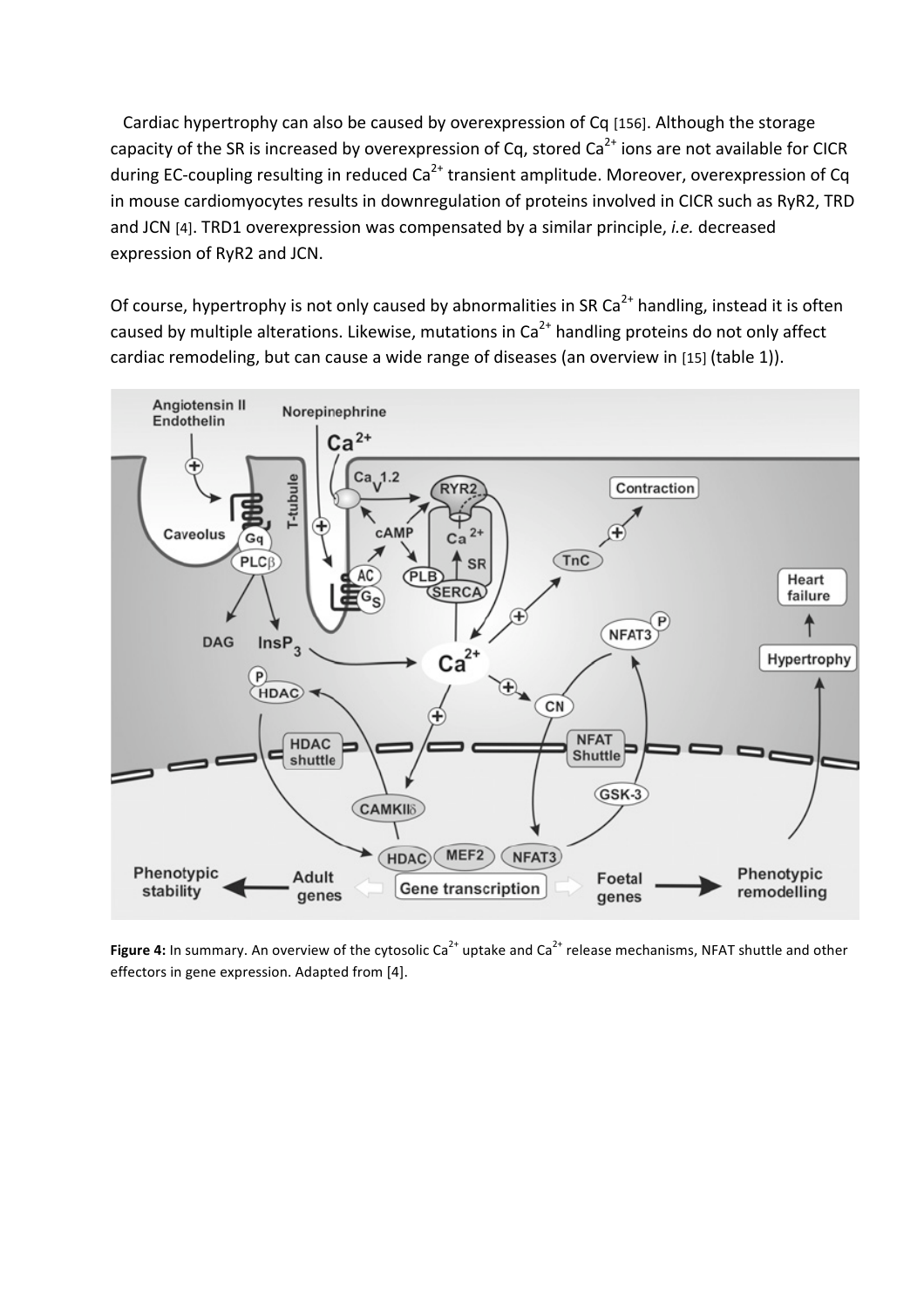Cardiac hypertrophy can also be caused by overexpression of Cq [156]. Although the storage capacity of the SR is increased by overexpression of Cq, stored $Ca^{2+}$ ions are not available for CICR during EC-coupling resulting in reduced $Ca^{2+}$ transient amplitude. Moreover, overexpression of Cq in mouse cardiomyocytes results in downregulation of proteins involved in CICR such as RyR2, TRD and JCN [4]. TRD1 overexpression was compensated by a similar principle, *i.e.* decreased expression of RyR2 and JCN.

Of course, hypertrophy is not only caused by abnormalities in SR $Ca^{2+}$ handling, instead it is often caused by multiple alterations. Likewise, mutations in $Ca^{2+}$ handling proteins do not only affect cardiac remodeling, but can cause a wide range of diseases (an overview in [15] (table 1)).

**Figure 4:** In summary. An overview of the cytosolic $Ca^{2+}$ uptake and $Ca^{2+}$ release mechanisms, NFAT shuttle and other effectors in gene expression. Adapted from [4].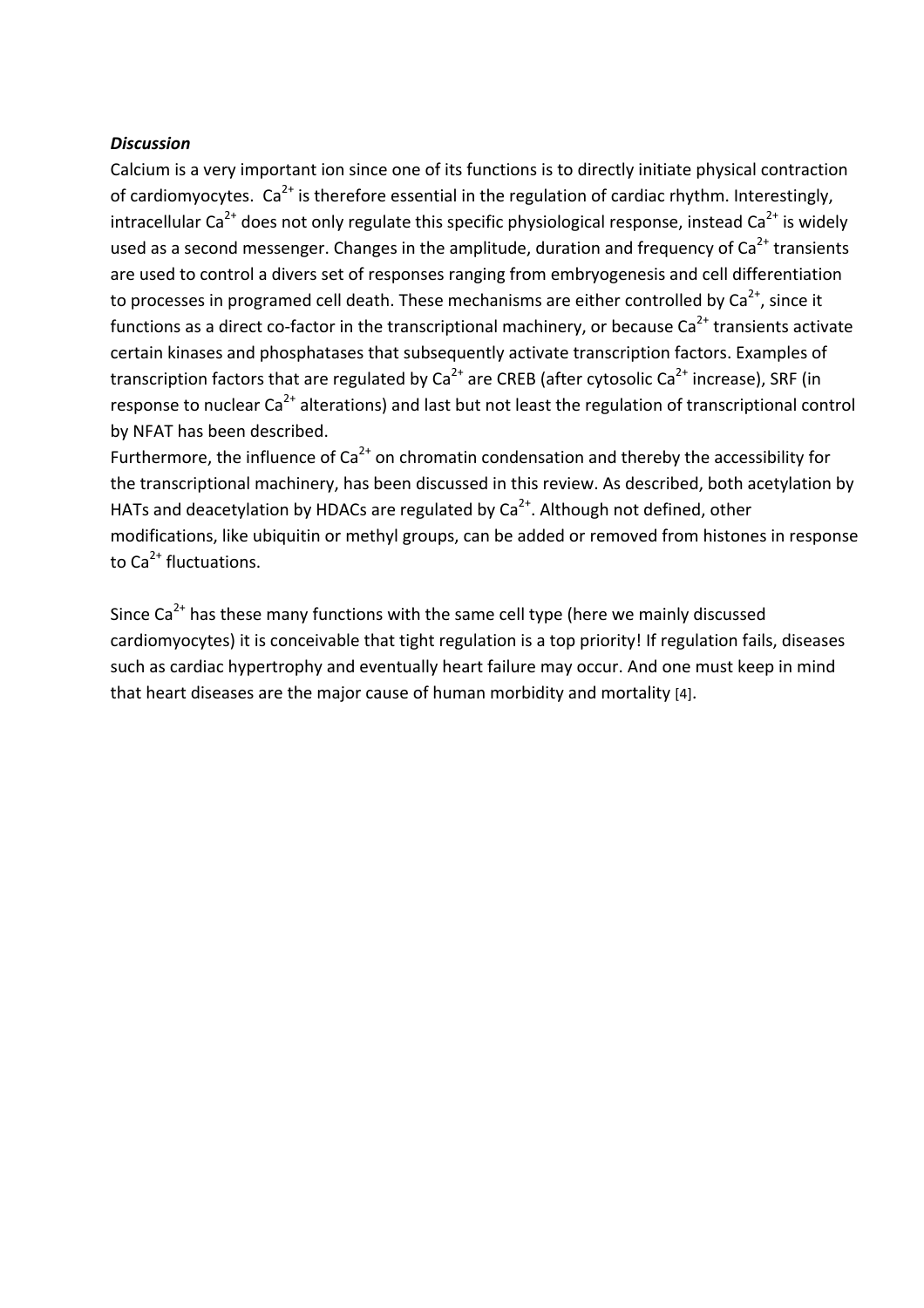***Discussion***

Calcium is a very important ion since one of its functions is to directly initiate physical contraction of cardiomyocytes. $Ca^{2+}$ is therefore essential in the regulation of cardiac rhythm. Interestingly, intracellular $Ca^{2+}$ does not only regulate this specific physiological response, instead $Ca^{2+}$ is widely used as a second messenger. Changes in the amplitude, duration and frequency of $Ca^{2+}$ transients are used to control a divers set of responses ranging from embryogenesis and cell differentiation to processes in programed cell death. These mechanisms are either controlled by $Ca^{2+}$, since it functions as a direct co-factor in the transcriptional machinery, or because $Ca^{2+}$ transients activate certain kinases and phosphatases that subsequently activate transcription factors. Examples of transcription factors that are regulated by $Ca^{2+}$ are CREB (after cytosolic $Ca^{2+}$ increase), SRF (in response to nuclear $Ca^{2+}$ alterations) and last but not least the regulation of transcriptional control by NFAT has been described.

Furthermore, the influence of $Ca^{2+}$ on chromatin condensation and thereby the accessibility for the transcriptional machinery, has been discussed in this review. As described, both acetylation by HATs and deacetylation by HDACs are regulated by $Ca^{2+}$. Although not defined, other modifications, like ubiquitin or methyl groups, can be added or removed from histones in response to $Ca^{2+}$ fluctuations.

Since $Ca^{2+}$ has these many functions with the same cell type (here we mainly discussed cardiomyocytes) it is conceivable that tight regulation is a top priority! If regulation fails, diseases such as cardiac hypertrophy and eventually heart failure may occur. And one must keep in mind that heart diseases are the major cause of human morbidity and mortality [4].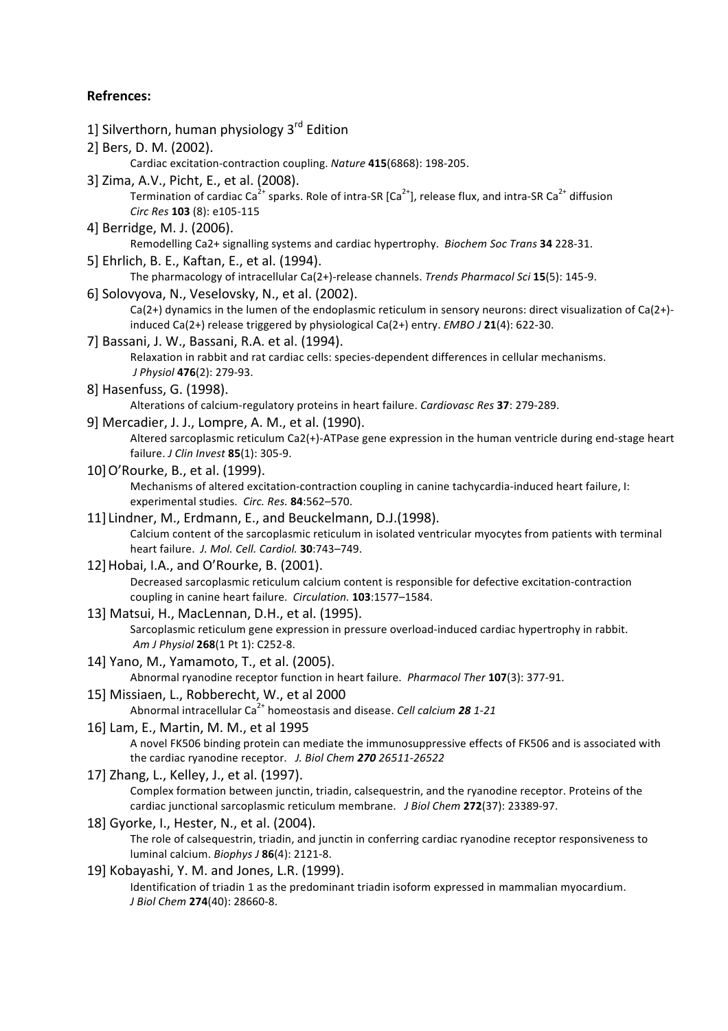**Refrences:**

1] Silverthorn, human physiology 3rd Edition

2] Bers, D. M. (2002).
Cardiac excitation-contraction coupling. *Nature* **415**(6868): 198-205.

3] Zima, A.V., Picht, E., et al. (2008).
Termination of cardiac $Ca^{2+}$ sparks. Role of intra-SR [$Ca^{2+}$], release flux, and intra-SR $Ca^{2+}$ diffusion
*Circ Res* **103** (8): e105-115

4] Berridge, M. J. (2006).
Remodelling Ca2+ signalling systems and cardiac hypertrophy. *Biochem Soc Trans* **34** 228-31.

5] Ehrlich, B. E., Kaftan, E., et al. (1994).
The pharmacology of intracellular Ca(2+)-release channels. *Trends Pharmacol Sci* **15**(5): 145-9.

6] Solovyova, N., Veselovsky, N., et al. (2002).
Ca(2+) dynamics in the lumen of the endoplasmic reticulum in sensory neurons: direct visualization of Ca(2+)-induced Ca(2+) release triggered by physiological Ca(2+) entry. *EMBO J* **21**(4): 622-30.

7] Bassani, J. W., Bassani, R.A. et al. (1994).
Relaxation in rabbit and rat cardiac cells: species-dependent differences in cellular mechanisms.
*J Physiol* **476**(2): 279-93.

8] Hasenfuss, G. (1998).
Alterations of calcium-regulatory proteins in heart failure. *Cardiovasc Res* **37**: 279-289.

9] Mercadier, J. J., Lompre, A. M., et al. (1990).
Altered sarcoplasmic reticulum Ca2(+)-ATPase gene expression in the human ventricle during end-stage heart failure. *J Clin Invest* **85**(1): 305-9.

10] O'Rourke, B., et al. (1999).
Mechanisms of altered excitation-contraction coupling in canine tachycardia-induced heart failure, I: experimental studies. *Circ. Res.* **84**:562–570.

11] Lindner, M., Erdmann, E., and Beuckelmann, D.J.(1998).
Calcium content of the sarcoplasmic reticulum in isolated ventricular myocytes from patients with terminal heart failure. *J. Mol. Cell. Cardiol.* **30**:743–749.

12] Hobai, I.A., and O'Rourke, B. (2001).
Decreased sarcoplasmic reticulum calcium content is responsible for defective excitation-contraction coupling in canine heart failure. *Circulation.* **103**:1577–1584.

13] Matsui, H., MacLennan, D.H., et al. (1995).
Sarcoplasmic reticulum gene expression in pressure overload-induced cardiac hypertrophy in rabbit.
*Am J Physiol* **268**(1 Pt 1): C252-8.

14] Yano, M., Yamamoto, T., et al. (2005).
Abnormal ryanodine receptor function in heart failure. *Pharmacol Ther* **107**(3): 377-91.

15] Missiaen, L., Robberecht, W., et al 2000
Abnormal intracellular $Ca^{2+}$ homeostasis and disease. *Cell calcium **28** 1-21*

16] Lam, E., Martin, M. M., et al 1995
A novel FK506 binding protein can mediate the immunosuppressive effects of FK506 and is associated with the cardiac ryanodine receptor. *J. Biol Chem **270** 26511-26522*

17] Zhang, L., Kelley, J., et al. (1997).
Complex formation between junctin, triadin, calsequestrin, and the ryanodine receptor. Proteins of the cardiac junctional sarcoplasmic reticulum membrane. *J Biol Chem* **272**(37): 23389-97.

18] Gyorke, I., Hester, N., et al. (2004).
The role of calsequestrin, triadin, and junctin in conferring cardiac ryanodine receptor responsiveness to luminal calcium. *Biophys J* **86**(4): 2121-8.

19] Kobayashi, Y. M. and Jones, L.R. (1999).
Identification of triadin 1 as the predominant triadin isoform expressed in mammalian myocardium.
*J Biol Chem* **274**(40): 28660-8.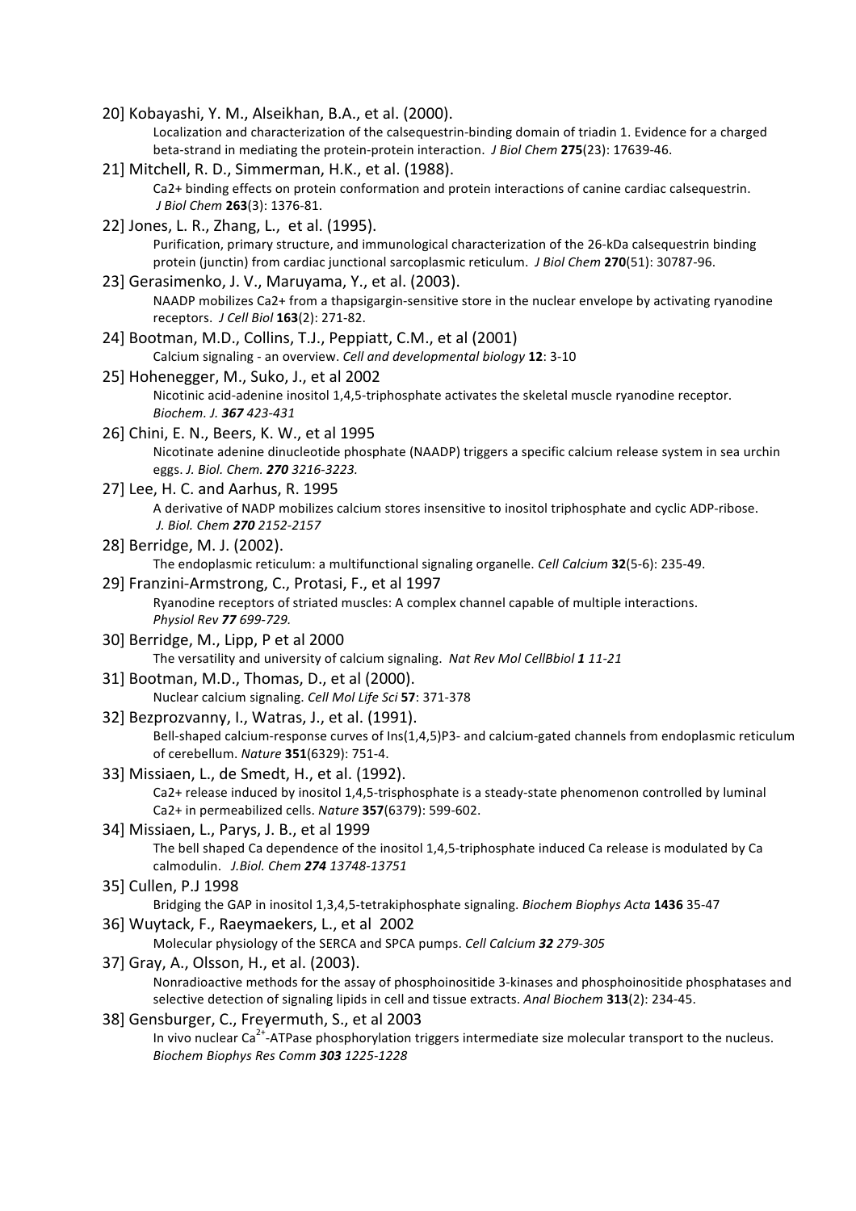20] Kobayashi, Y. M., Alseikhan, B.A., et al. (2000).
Localization and characterization of the calsequestrin-binding domain of triadin 1. Evidence for a charged beta-strand in mediating the protein-protein interaction. *J Biol Chem* **275**(23): 17639-46.

21] Mitchell, R. D., Simmerman, H.K., et al. (1988).
Ca2+ binding effects on protein conformation and protein interactions of canine cardiac calsequestrin. *J Biol Chem* **263**(3): 1376-81.

22] Jones, L. R., Zhang, L., et al. (1995).
Purification, primary structure, and immunological characterization of the 26-kDa calsequestrin binding protein (junctin) from cardiac junctional sarcoplasmic reticulum. *J Biol Chem* **270**(51): 30787-96.

23] Gerasimenko, J. V., Maruyama, Y., et al. (2003).
NAADP mobilizes Ca2+ from a thapsigargin-sensitive store in the nuclear envelope by activating ryanodine receptors. *J Cell Biol* **163**(2): 271-82.

24] Bootman, M.D., Collins, T.J., Peppiatt, C.M., et al (2001)
Calcium signaling - an overview. *Cell and developmental biology* **12**: 3-10

25] Hohenegger, M., Suko, J., et al 2002
Nicotinic acid-adenine inositol 1,4,5-triphosphate activates the skeletal muscle ryanodine receptor. *Biochem. J.* ***367*** *423-431*

26] Chini, E. N., Beers, K. W., et al 1995
Nicotinate adenine dinucleotide phosphate (NAADP) triggers a specific calcium release system in sea urchin eggs. *J. Biol. Chem.* ***270*** *3216-3223.*

27] Lee, H. C. and Aarhus, R. 1995
A derivative of NADP mobilizes calcium stores insensitive to inositol triphosphate and cyclic ADP-ribose. *J. Biol. Chem* ***270*** *2152-2157*

28] Berridge, M. J. (2002).
The endoplasmic reticulum: a multifunctional signaling organelle. *Cell Calcium* **32**(5-6): 235-49.

29] Franzini-Armstrong, C., Protasi, F., et al 1997
Ryanodine receptors of striated muscles: A complex channel capable of multiple interactions. *Physiol Rev* ***77*** *699-729.*

30] Berridge, M., Lipp, P et al 2000
The versatility and university of calcium signaling. *Nat Rev Mol CellBbiol* ***1*** *11-21*

31] Bootman, M.D., Thomas, D., et al (2000).
Nuclear calcium signaling. *Cell Mol Life Sci* **57**: 371-378

32] Bezprozvanny, I., Watras, J., et al. (1991).
Bell-shaped calcium-response curves of Ins(1,4,5)P3- and calcium-gated channels from endoplasmic reticulum of cerebellum. *Nature* **351**(6329): 751-4.

33] Missiaen, L., de Smedt, H., et al. (1992).
Ca2+ release induced by inositol 1,4,5-trisphosphate is a steady-state phenomenon controlled by luminal Ca2+ in permeabilized cells. *Nature* **357**(6379): 599-602.

34] Missiaen, L., Parys, J. B., et al 1999
The bell shaped Ca dependence of the inositol 1,4,5-triphosphate induced Ca release is modulated by Ca calmodulin. *J.Biol. Chem* ***274*** *13748-13751*

35] Cullen, P.J 1998
Bridging the GAP in inositol 1,3,4,5-tetrakiphosphate signaling. *Biochem Biophys Acta* **1436** 35-47

36] Wuytack, F., Raeymaekers, L., et al 2002
Molecular physiology of the SERCA and SPCA pumps. *Cell Calcium* ***32*** *279-305*

37] Gray, A., Olsson, H., et al. (2003).
Nonradioactive methods for the assay of phosphoinositide 3-kinases and phosphoinositide phosphatases and selective detection of signaling lipids in cell and tissue extracts. *Anal Biochem* **313**(2): 234-45.

38] Gensburger, C., Freyermuth, S., et al 2003
In vivo nuclear $Ca^{2+}$-ATPase phosphorylation triggers intermediate size molecular transport to the nucleus. *Biochem Biophys Res Comm* ***303*** *1225-1228*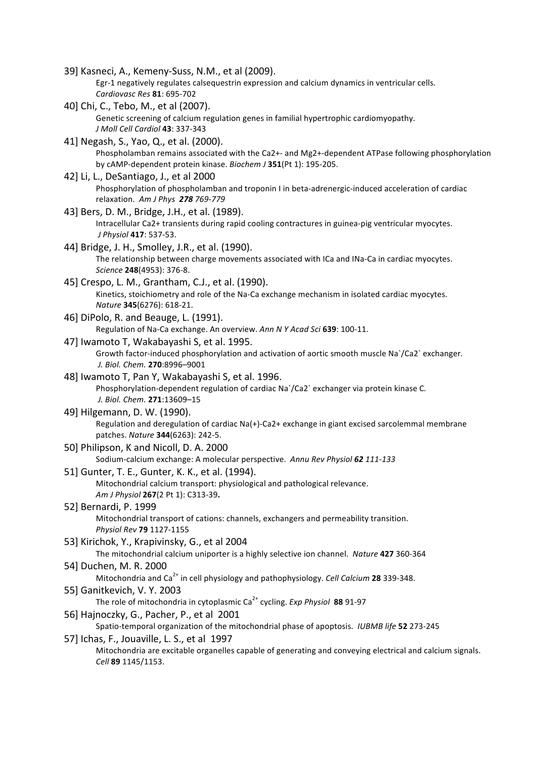39] Kasneci, A., Kemeny-Suss, N.M., et al (2009).
Egr-1 negatively regulates calsequestrin expression and calcium dynamics in ventricular cells.
*Cardiovasc Res* **81**: 695-702

40] Chi, C., Tebo, M., et al (2007).
Genetic screening of calcium regulation genes in familial hypertrophic cardiomyopathy.
*J Moll Cell Cardiol* **43**: 337-343

41] Negash, S., Yao, Q., et al. (2000).
Phospholamban remains associated with the Ca2+- and Mg2+-dependent ATPase following phosphorylation by cAMP-dependent protein kinase. *Biochem J* **351**(Pt 1): 195-205.

42] Li, L., DeSantiago, J., et al 2000
Phosphorylation of phospholamban and troponin I in beta-adrenergic-induced acceleration of cardiac relaxation. *Am J Phys* ***278*** *769-779*

43] Bers, D. M., Bridge, J.H., et al. (1989).
Intracellular Ca2+ transients during rapid cooling contractures in guinea-pig ventricular myocytes.
*J Physiol* **417**: 537-53.

44] Bridge, J. H., Smolley, J.R., et al. (1990).
The relationship between charge movements associated with ICa and INa-Ca in cardiac myocytes.
*Science* **248**(4953): 376-8.

45] Crespo, L. M., Grantham, C.J., et al. (1990).
Kinetics, stoichiometry and role of the Na-Ca exchange mechanism in isolated cardiac myocytes.
*Nature* **345**(6276): 618-21.

46] DiPolo, R. and Beauge, L. (1991).
Regulation of Na-Ca exchange. An overview. *Ann N Y Acad Sci* **639**: 100-11.

47] Iwamoto T, Wakabayashi S, et al. 1995.
Growth factor-induced phosphorylation and activation of aortic smooth muscle Na`/Ca2` exchanger.
*J. Biol. Chem.* **270**:8996–9001

48] Iwamoto T, Pan Y, Wakabayashi S, et al. 1996.
Phosphorylation-dependent regulation of cardiac Na`/Ca2` exchanger via protein kinase C.
*J. Biol. Chem.* **271**:13609–15

49] Hilgemann, D. W. (1990).
Regulation and deregulation of cardiac Na(+)-Ca2+ exchange in giant excised sarcolemmal membrane patches. *Nature* **344**(6263): 242-5.

50] Philipson, K and Nicoll, D. A. 2000
Sodium-calcium exchange: A molecular perspective. *Annu Rev Physiol* ***62*** *111-133*

51] Gunter, T. E., Gunter, K. K., et al. (1994).
Mitochondrial calcium transport: physiological and pathological relevance.
*Am J Physiol* **267**(2 Pt 1): C313-39**.**

52] Bernardi, P. 1999
Mitochondrial transport of cations: channels, exchangers and permeability transition.
*Physiol Rev* **79** 1127-1155

53] Kirichok, Y., Krapivinsky, G., et al 2004
The mitochondrial calcium uniporter is a highly selective ion channel. *Nature* **427** 360-364

54] Duchen, M. R. 2000
Mitochondria and $Ca^{2+}$ in cell physiology and pathophysiology. *Cell Calcium* **28** 339-348.

55] Ganitkevich, V. Y. 2003
The role of mitochondria in cytoplasmic $Ca^{2+}$ cycling. *Exp Physiol* **88** 91-97

56] Hajnoczky, G., Pacher, P., et al 2001
Spatio-temporal organization of the mitochondrial phase of apoptosis. *IUBMB life* **52** 273-245

57] Ichas, F., Jouaville, L. S., et al 1997
Mitochondria are excitable organelles capable of generating and conveying electrical and calcium signals.
*Cell* **89** 1145/1153.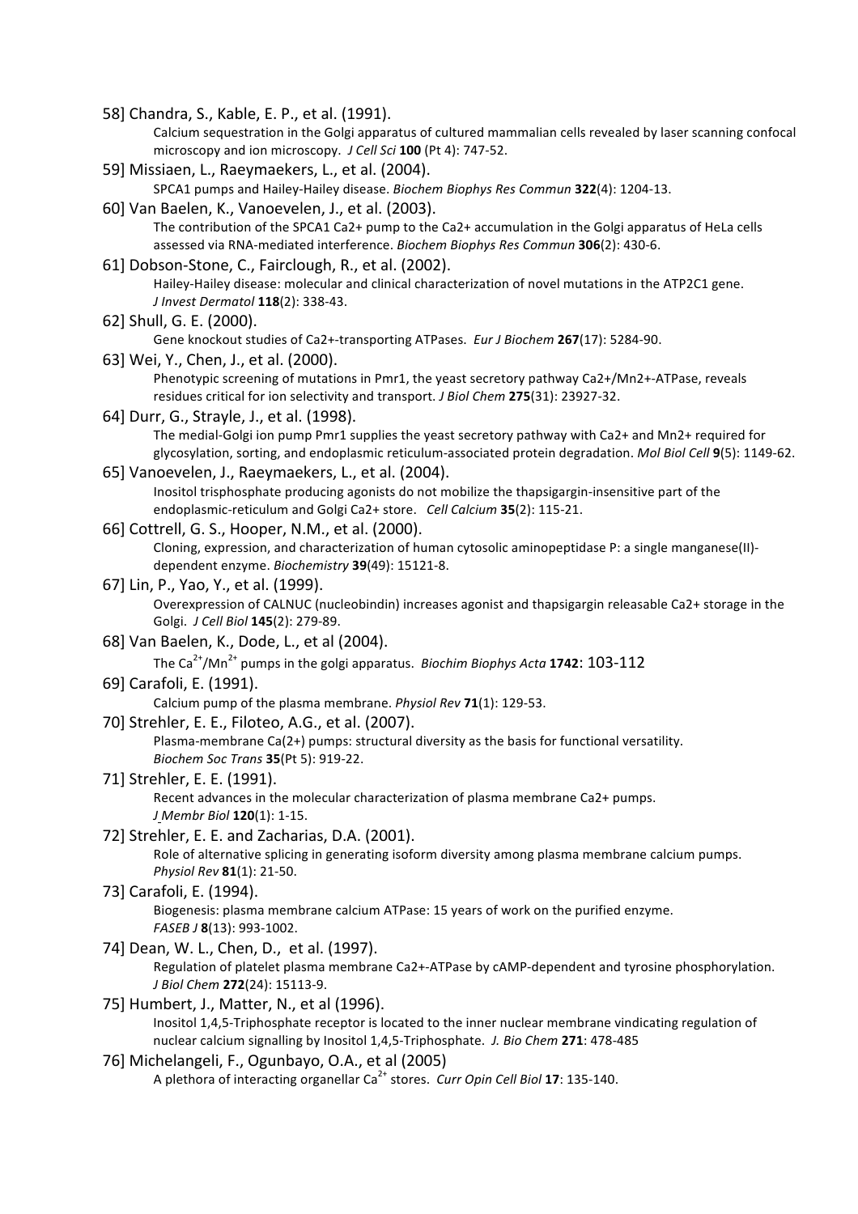58] Chandra, S., Kable, E. P., et al. (1991).
Calcium sequestration in the Golgi apparatus of cultured mammalian cells revealed by laser scanning confocal microscopy and ion microscopy. *J Cell Sci* **100** (Pt 4): 747-52.

59] Missiaen, L., Raeymaekers, L., et al. (2004).
SPCA1 pumps and Hailey-Hailey disease. *Biochem Biophys Res Commun* **322**(4): 1204-13.

60] Van Baelen, K., Vanoevelen, J., et al. (2003).
The contribution of the SPCA1 Ca2+ pump to the Ca2+ accumulation in the Golgi apparatus of HeLa cells assessed via RNA-mediated interference. *Biochem Biophys Res Commun* **306**(2): 430-6.

61] Dobson-Stone, C., Fairclough, R., et al. (2002).
Hailey-Hailey disease: molecular and clinical characterization of novel mutations in the ATP2C1 gene. *J Invest Dermatol* **118**(2): 338-43.

62] Shull, G. E. (2000).
Gene knockout studies of Ca2+-transporting ATPases. *Eur J Biochem* **267**(17): 5284-90.

63] Wei, Y., Chen, J., et al. (2000).
Phenotypic screening of mutations in Pmr1, the yeast secretory pathway Ca2+/Mn2+-ATPase, reveals residues critical for ion selectivity and transport. *J Biol Chem* **275**(31): 23927-32.

64] Durr, G., Strayle, J., et al. (1998).
The medial-Golgi ion pump Pmr1 supplies the yeast secretory pathway with Ca2+ and Mn2+ required for glycosylation, sorting, and endoplasmic reticulum-associated protein degradation. *Mol Biol Cell* **9**(5): 1149-62.

65] Vanoevelen, J., Raeymaekers, L., et al. (2004).
Inositol trisphosphate producing agonists do not mobilize the thapsigargin-insensitive part of the endoplasmic-reticulum and Golgi Ca2+ store. *Cell Calcium* **35**(2): 115-21.

66] Cottrell, G. S., Hooper, N.M., et al. (2000).
Cloning, expression, and characterization of human cytosolic aminopeptidase P: a single manganese(II)-dependent enzyme. *Biochemistry* **39**(49): 15121-8.

67] Lin, P., Yao, Y., et al. (1999).
Overexpression of CALNUC (nucleobindin) increases agonist and thapsigargin releasable Ca2+ storage in the Golgi. *J Cell Biol* **145**(2): 279-89.

68] Van Baelen, K., Dode, L., et al (2004).
The $Ca^{2+}$/$Mn^{2+}$ pumps in the golgi apparatus. *Biochim Biophys Acta* **1742**: 103-112

69] Carafoli, E. (1991).
Calcium pump of the plasma membrane. *Physiol Rev* **71**(1): 129-53.

70] Strehler, E. E., Filoteo, A.G., et al. (2007).
Plasma-membrane Ca(2+) pumps: structural diversity as the basis for functional versatility. *Biochem Soc Trans* **35**(Pt 5): 919-22.

71] Strehler, E. E. (1991).
Recent advances in the molecular characterization of plasma membrane Ca2+ pumps. *J Membr Biol* **120**(1): 1-15.

72] Strehler, E. E. and Zacharias, D.A. (2001).
Role of alternative splicing in generating isoform diversity among plasma membrane calcium pumps. *Physiol Rev* **81**(1): 21-50.

73] Carafoli, E. (1994).
Biogenesis: plasma membrane calcium ATPase: 15 years of work on the purified enzyme. *FASEB J* **8**(13): 993-1002.

74] Dean, W. L., Chen, D., et al. (1997).
Regulation of platelet plasma membrane Ca2+-ATPase by cAMP-dependent and tyrosine phosphorylation. *J Biol Chem* **272**(24): 15113-9.

75] Humbert, J., Matter, N., et al (1996).
Inositol 1,4,5-Triphosphate receptor is located to the inner nuclear membrane vindicating regulation of nuclear calcium signalling by Inositol 1,4,5-Triphosphate. *J. Bio Chem* **271**: 478-485

76] Michelangeli, F., Ogunbayo, O.A., et al (2005)
A plethora of interacting organellar $Ca^{2+}$ stores. *Curr Opin Cell Biol* **17**: 135-140.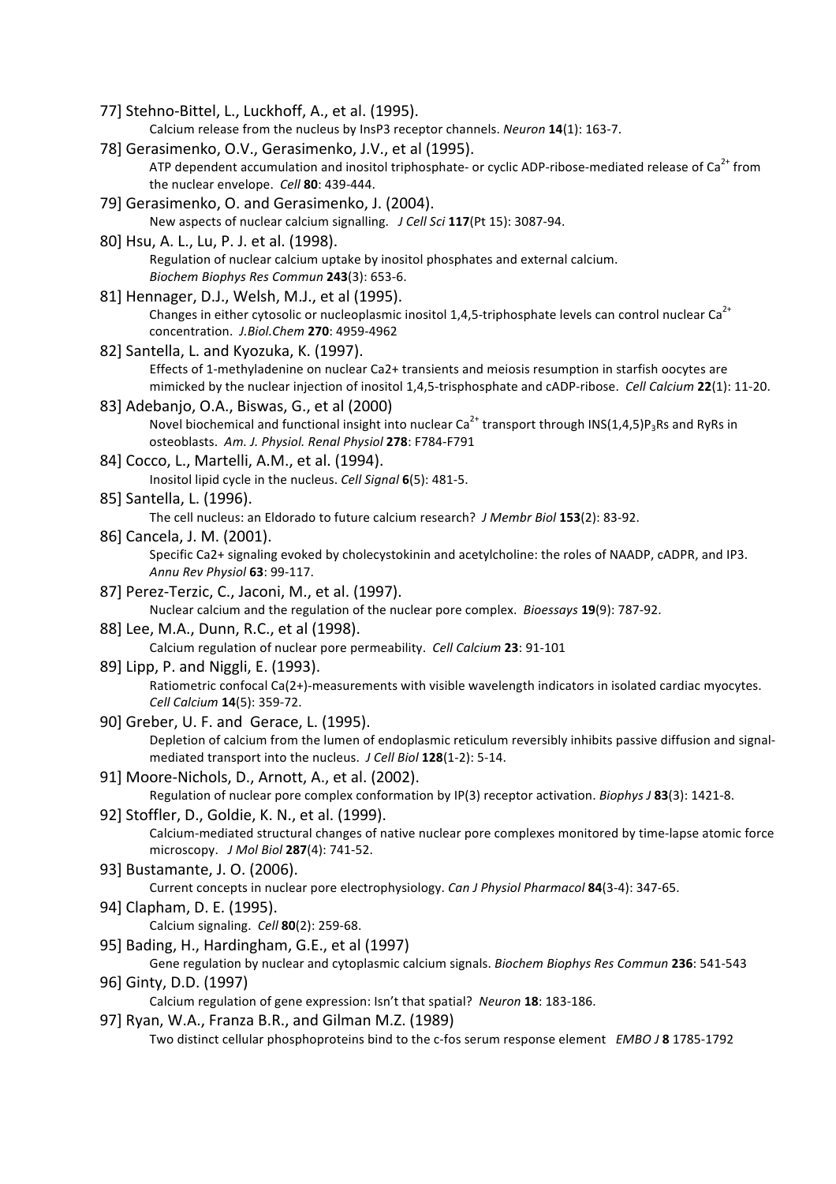77] Stehno-Bittel, L., Luckhoff, A., et al. (1995).
Calcium release from the nucleus by InsP3 receptor channels. *Neuron* **14**(1): 163-7.

78] Gerasimenko, O.V., Gerasimenko, J.V., et al (1995).
ATP dependent accumulation and inositol triphosphate- or cyclic ADP-ribose-mediated release of $Ca^{2+}$ from the nuclear envelope. *Cell* **80**: 439-444.

79] Gerasimenko, O. and Gerasimenko, J. (2004).
New aspects of nuclear calcium signalling. *J Cell Sci* **117**(Pt 15): 3087-94.

80] Hsu, A. L., Lu, P. J. et al. (1998).
Regulation of nuclear calcium uptake by inositol phosphates and external calcium. *Biochem Biophys Res Commun* **243**(3): 653-6.

81] Hennager, D.J., Welsh, M.J., et al (1995).
Changes in either cytosolic or nucleoplasmic inositol 1,4,5-triphosphate levels can control nuclear $Ca^{2+}$ concentration. *J.Biol.Chem* **270**: 4959-4962

82] Santella, L. and Kyozuka, K. (1997).
Effects of 1-methyladenine on nuclear Ca2+ transients and meiosis resumption in starfish oocytes are mimicked by the nuclear injection of inositol 1,4,5-trisphosphate and cADP-ribose. *Cell Calcium* **22**(1): 11-20.

83] Adebanjo, O.A., Biswas, G., et al (2000)
Novel biochemical and functional insight into nuclear $Ca^{2+}$ transport through INS(1,4,5)$P_3$Rs and RyRs in osteoblasts. *Am. J. Physiol. Renal Physiol* **278**: F784-F791

84] Cocco, L., Martelli, A.M., et al. (1994).
Inositol lipid cycle in the nucleus. *Cell Signal* **6**(5): 481-5.

85] Santella, L. (1996).
The cell nucleus: an Eldorado to future calcium research? *J Membr Biol* **153**(2): 83-92.

86] Cancela, J. M. (2001).
Specific Ca2+ signaling evoked by cholecystokinin and acetylcholine: the roles of NAADP, cADPR, and IP3. *Annu Rev Physiol* **63**: 99-117.

87] Perez-Terzic, C., Jaconi, M., et al. (1997).
Nuclear calcium and the regulation of the nuclear pore complex. *Bioessays* **19**(9): 787-92.

88] Lee, M.A., Dunn, R.C., et al (1998).
Calcium regulation of nuclear pore permeability. *Cell Calcium* **23**: 91-101

89] Lipp, P. and Niggli, E. (1993).
Ratiometric confocal Ca(2+)-measurements with visible wavelength indicators in isolated cardiac myocytes. *Cell Calcium* **14**(5): 359-72.

90] Greber, U. F. and Gerace, L. (1995).
Depletion of calcium from the lumen of endoplasmic reticulum reversibly inhibits passive diffusion and signal-mediated transport into the nucleus. *J Cell Biol* **128**(1-2): 5-14.

91] Moore-Nichols, D., Arnott, A., et al. (2002).
Regulation of nuclear pore complex conformation by IP(3) receptor activation. *Biophys J* **83**(3): 1421-8.

92] Stoffler, D., Goldie, K. N., et al. (1999).
Calcium-mediated structural changes of native nuclear pore complexes monitored by time-lapse atomic force microscopy. *J Mol Biol* **287**(4): 741-52.

93] Bustamante, J. O. (2006).
Current concepts in nuclear pore electrophysiology. *Can J Physiol Pharmacol* **84**(3-4): 347-65.

94] Clapham, D. E. (1995).
Calcium signaling. *Cell* **80**(2): 259-68.

95] Bading, H., Hardingham, G.E., et al (1997)
Gene regulation by nuclear and cytoplasmic calcium signals. *Biochem Biophys Res Commun* **236**: 541-543

96] Ginty, D.D. (1997)
Calcium regulation of gene expression: Isn't that spatial? *Neuron* **18**: 183-186.

97] Ryan, W.A., Franza B.R., and Gilman M.Z. (1989)
Two distinct cellular phosphoproteins bind to the c-fos serum response element *EMBO J* **8** 1785-1792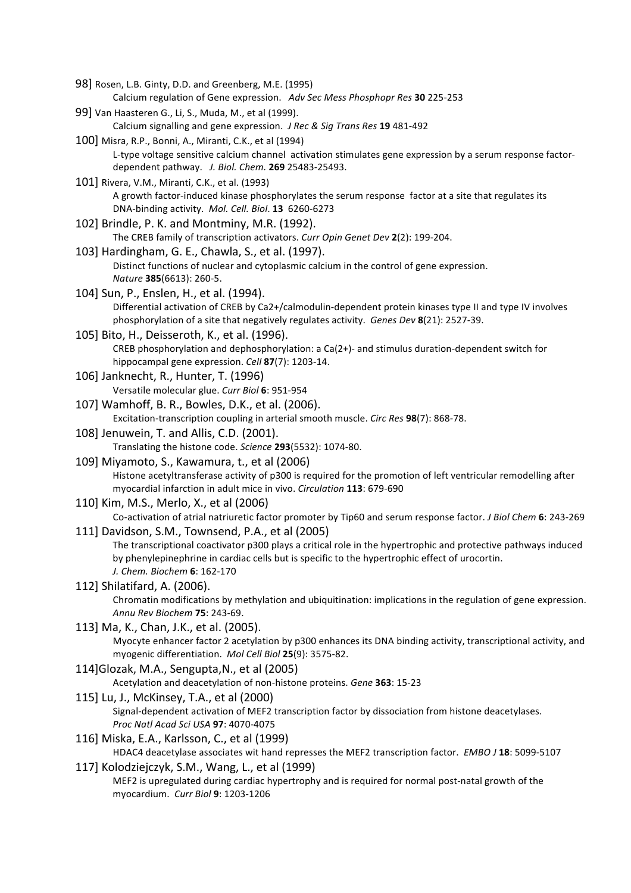98] Rosen, L.B. Ginty, D.D. and Greenberg, M.E. (1995)
Calcium regulation of Gene expression. *Adv Sec Mess Phosphopr Res* **30** 225-253

99] Van Haasteren G., Li, S., Muda, M., et al (1999).
Calcium signalling and gene expression. *J Rec & Sig Trans Res* **19** 481-492

100] Misra, R.P., Bonni, A., Miranti, C.K., et al (1994)
L-type voltage sensitive calcium channel activation stimulates gene expression by a serum response factor-dependent pathway. *J. Biol. Chem.* **269** 25483-25493.

101] Rivera, V.M., Miranti, C.K., et al. (1993)
A growth factor-induced kinase phosphorylates the serum response factor at a site that regulates its DNA-binding activity. *Mol. Cell. Biol*. **13** 6260-6273

102] Brindle, P. K. and Montminy, M.R. (1992).
The CREB family of transcription activators. *Curr Opin Genet Dev* **2**(2): 199-204.

103] Hardingham, G. E., Chawla, S., et al. (1997).
Distinct functions of nuclear and cytoplasmic calcium in the control of gene expression. *Nature* **385**(6613): 260-5.

104] Sun, P., Enslen, H., et al. (1994).
Differential activation of CREB by Ca2+/calmodulin-dependent protein kinases type II and type IV involves phosphorylation of a site that negatively regulates activity. *Genes Dev* **8**(21): 2527-39.

105] Bito, H., Deisseroth, K., et al. (1996).
CREB phosphorylation and dephosphorylation: a Ca(2+)- and stimulus duration-dependent switch for hippocampal gene expression. *Cell* **87**(7): 1203-14.

106] Janknecht, R., Hunter, T. (1996)
Versatile molecular glue. *Curr Biol* **6**: 951-954

107] Wamhoff, B. R., Bowles, D.K., et al. (2006).
Excitation-transcription coupling in arterial smooth muscle. *Circ Res* **98**(7): 868-78.

108] Jenuwein, T. and Allis, C.D. (2001).
Translating the histone code. *Science* **293**(5532): 1074-80.

109] Miyamoto, S., Kawamura, t., et al (2006)
Histone acetyltransferase activity of p300 is required for the promotion of left ventricular remodelling after myocardial infarction in adult mice in vivo. *Circulation* **113**: 679-690

110] Kim, M.S., Merlo, X., et al (2006)
Co-activation of atrial natriuretic factor promoter by Tip60 and serum response factor. *J Biol Chem* **6**: 243-269

111] Davidson, S.M., Townsend, P.A., et al (2005)
The transcriptional coactivator p300 plays a critical role in the hypertrophic and protective pathways induced by phenylepinephrine in cardiac cells but is specific to the hypertrophic effect of urocortin. *J. Chem. Biochem* **6**: 162-170

112] Shilatifard, A. (2006).
Chromatin modifications by methylation and ubiquitination: implications in the regulation of gene expression. *Annu Rev Biochem* **75**: 243-69.

113] Ma, K., Chan, J.K., et al. (2005).
Myocyte enhancer factor 2 acetylation by p300 enhances its DNA binding activity, transcriptional activity, and myogenic differentiation. *Mol Cell Biol* **25**(9): 3575-82.

114]Glozak, M.A., Sengupta,N., et al (2005)
Acetylation and deacetylation of non-histone proteins. *Gene* **363**: 15-23

115] Lu, J., McKinsey, T.A., et al (2000)
Signal-dependent activation of MEF2 transcription factor by dissociation from histone deacetylases. *Proc Natl Acad Sci USA* **97**: 4070-4075

116] Miska, E.A., Karlsson, C., et al (1999)
HDAC4 deacetylase associates wit hand represses the MEF2 transcription factor. *EMBO J* **18**: 5099-5107

117] Kolodziejczyk, S.M., Wang, L., et al (1999)
MEF2 is upregulated during cardiac hypertrophy and is required for normal post-natal growth of the myocardium. *Curr Biol* **9**: 1203-1206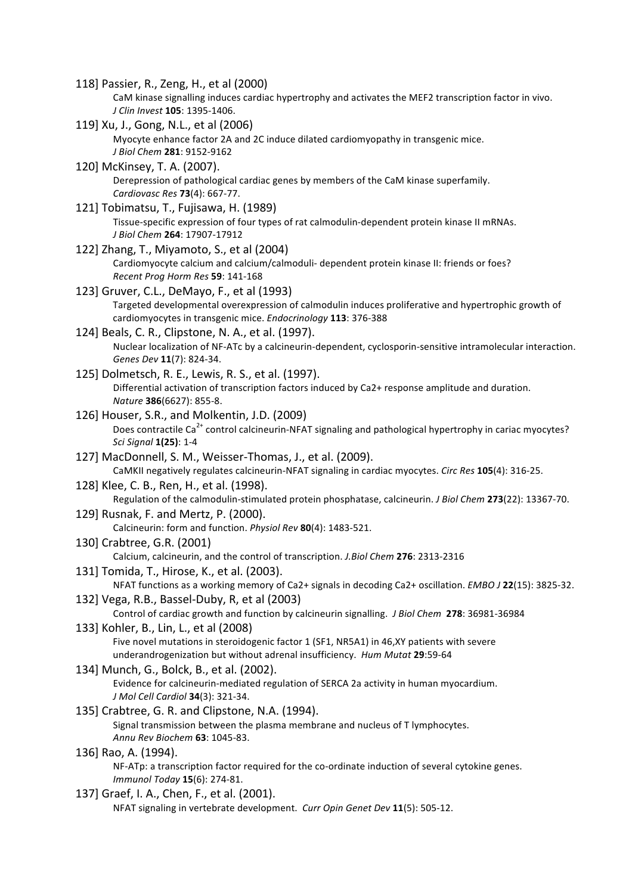118] Passier, R., Zeng, H., et al (2000)
CaM kinase signalling induces cardiac hypertrophy and activates the MEF2 transcription factor in vivo. *J Clin Invest* **105**: 1395-1406.

119] Xu, J., Gong, N.L., et al (2006)
Myocyte enhance factor 2A and 2C induce dilated cardiomyopathy in transgenic mice. *J Biol Chem* **281**: 9152-9162

120] McKinsey, T. A. (2007).
Derepression of pathological cardiac genes by members of the CaM kinase superfamily. *Cardiovasc Res* **73**(4): 667-77.

121] Tobimatsu, T., Fujisawa, H. (1989)
Tissue-specific expression of four types of rat calmodulin-dependent protein kinase II mRNAs. *J Biol Chem* **264**: 17907-17912

122] Zhang, T., Miyamoto, S., et al (2004)
Cardiomyocyte calcium and calcium/calmoduli- dependent protein kinase II: friends or foes? *Recent Prog Horm Res* **59**: 141-168

123] Gruver, C.L., DeMayo, F., et al (1993)
Targeted developmental overexpression of calmodulin induces proliferative and hypertrophic growth of cardiomyocytes in transgenic mice. *Endocrinology* **113**: 376-388

124] Beals, C. R., Clipstone, N. A., et al. (1997).
Nuclear localization of NF-ATc by a calcineurin-dependent, cyclosporin-sensitive intramolecular interaction. *Genes Dev* **11**(7): 824-34.

125] Dolmetsch, R. E., Lewis, R. S., et al. (1997).
Differential activation of transcription factors induced by Ca2+ response amplitude and duration. *Nature* **386**(6627): 855-8.

126] Houser, S.R., and Molkentin, J.D. (2009)
Does contractile $Ca^{2+}$ control calcineurin-NFAT signaling and pathological hypertrophy in cariac myocytes? *Sci Signal* **1(25)**: 1-4

127] MacDonnell, S. M., Weisser-Thomas, J., et al. (2009).
CaMKII negatively regulates calcineurin-NFAT signaling in cardiac myocytes. *Circ Res* **105**(4): 316-25.

128] Klee, C. B., Ren, H., et al. (1998).
Regulation of the calmodulin-stimulated protein phosphatase, calcineurin. *J Biol Chem* **273**(22): 13367-70.

129] Rusnak, F. and Mertz, P. (2000).
Calcineurin: form and function. *Physiol Rev* **80**(4): 1483-521.

130] Crabtree, G.R. (2001)
Calcium, calcineurin, and the control of transcription. *J.Biol Chem* **276**: 2313-2316

131] Tomida, T., Hirose, K., et al. (2003).
NFAT functions as a working memory of Ca2+ signals in decoding Ca2+ oscillation. *EMBO J* **22**(15): 3825-32.

132] Vega, R.B., Bassel-Duby, R, et al (2003)
Control of cardiac growth and function by calcineurin signalling. *J Biol Chem* **278**: 36981-36984

133] Kohler, B., Lin, L., et al (2008)
Five novel mutations in steroidogenic factor 1 (SF1, NR5A1) in 46,XY patients with severe underandrogenization but without adrenal insufficiency. *Hum Mutat* **29**:59-64

134] Munch, G., Bolck, B., et al. (2002).
Evidence for calcineurin-mediated regulation of SERCA 2a activity in human myocardium. *J Mol Cell Cardiol* **34**(3): 321-34.

135] Crabtree, G. R. and Clipstone, N.A. (1994).
Signal transmission between the plasma membrane and nucleus of T lymphocytes. *Annu Rev Biochem* **63**: 1045-83.

136] Rao, A. (1994).
NF-ATp: a transcription factor required for the co-ordinate induction of several cytokine genes. *Immunol Today* **15**(6): 274-81.

137] Graef, I. A., Chen, F., et al. (2001).
NFAT signaling in vertebrate development. *Curr Opin Genet Dev* **11**(5): 505-12.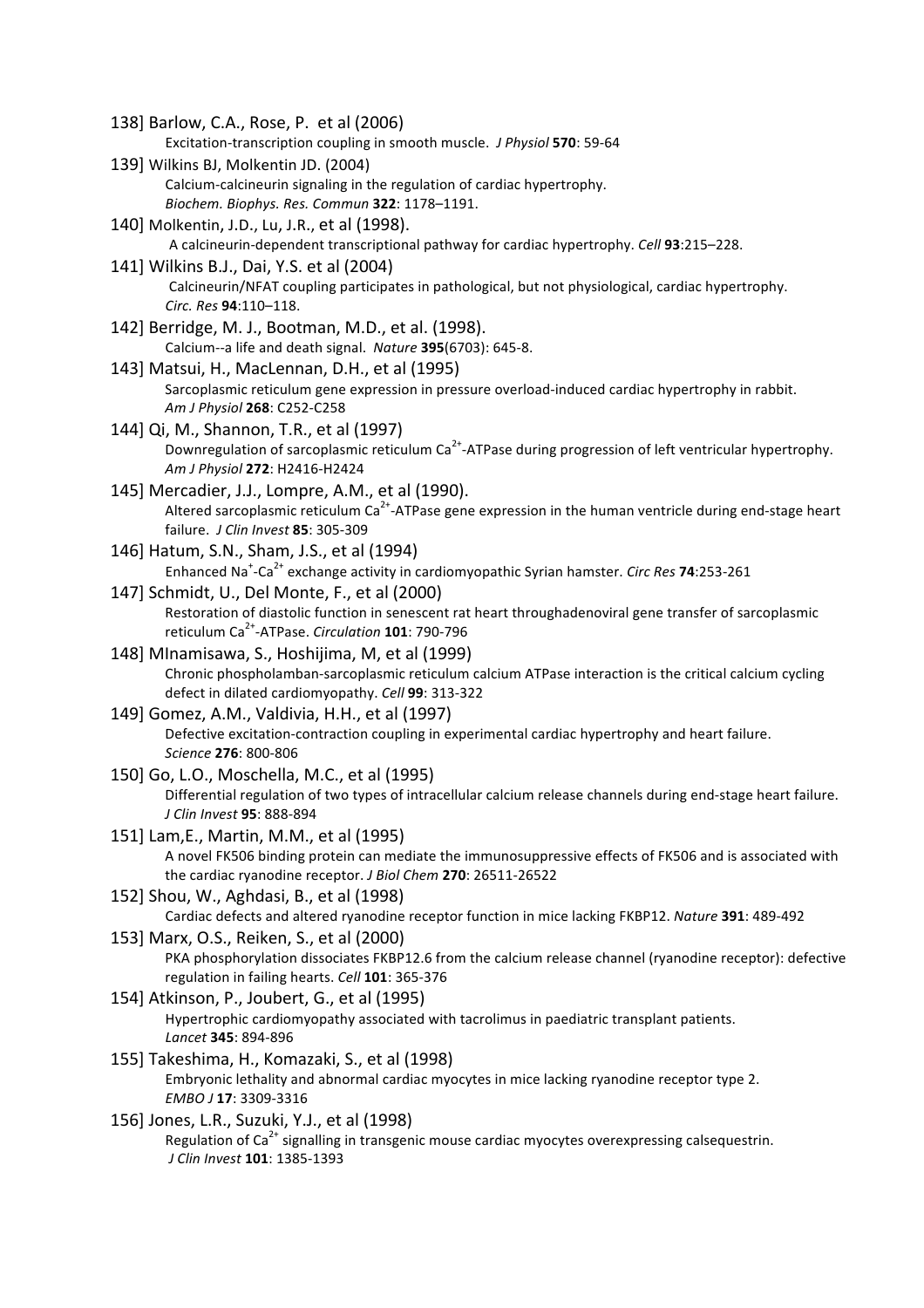138] Barlow, C.A., Rose, P. et al (2006)
Excitation-transcription coupling in smooth muscle. *J Physiol* **570**: 59-64

139] Wilkins BJ, Molkentin JD. (2004)
Calcium-calcineurin signaling in the regulation of cardiac hypertrophy.
*Biochem. Biophys. Res. Commun* **322**: 1178–1191.

140] Molkentin, J.D., Lu, J.R., et al (1998).
A calcineurin-dependent transcriptional pathway for cardiac hypertrophy. *Cell* **93**:215–228.

141] Wilkins B.J., Dai, Y.S. et al (2004)
Calcineurin/NFAT coupling participates in pathological, but not physiological, cardiac hypertrophy.
*Circ. Res* **94**:110–118.

142] Berridge, M. J., Bootman, M.D., et al. (1998).
Calcium--a life and death signal. *Nature* **395**(6703): 645-8.

143] Matsui, H., MacLennan, D.H., et al (1995)
Sarcoplasmic reticulum gene expression in pressure overload-induced cardiac hypertrophy in rabbit.
*Am J Physiol* **268**: C252-C258

144] Qi, M., Shannon, T.R., et al (1997)
Downregulation of sarcoplasmic reticulum $Ca^{2+}$-ATPase during progression of left ventricular hypertrophy.
*Am J Physiol* **272**: H2416-H2424

145] Mercadier, J.J., Lompre, A.M., et al (1990).
Altered sarcoplasmic reticulum $Ca^{2+}$-ATPase gene expression in the human ventricle during end-stage heart failure. *J Clin Invest* **85**: 305-309

146] Hatum, S.N., Sham, J.S., et al (1994)
Enhanced $Na^{+}$-$Ca^{2+}$ exchange activity in cardiomyopathic Syrian hamster. *Circ Res* **74**:253-261

147] Schmidt, U., Del Monte, F., et al (2000)
Restoration of diastolic function in senescent rat heart throughadenoviral gene transfer of sarcoplasmic reticulum $Ca^{2+}$-ATPase. *Circulation* **101**: 790-796

148] MInamisawa, S., Hoshijima, M, et al (1999)
Chronic phospholamban-sarcoplasmic reticulum calcium ATPase interaction is the critical calcium cycling defect in dilated cardiomyopathy. *Cell* **99**: 313-322

149] Gomez, A.M., Valdivia, H.H., et al (1997)
Defective excitation-contraction coupling in experimental cardiac hypertrophy and heart failure.
*Science* **276**: 800-806

150] Go, L.O., Moschella, M.C., et al (1995)
Differential regulation of two types of intracellular calcium release channels during end-stage heart failure.
*J Clin Invest* **95**: 888-894

151] Lam,E., Martin, M.M., et al (1995)
A novel FK506 binding protein can mediate the immunosuppressive effects of FK506 and is associated with the cardiac ryanodine receptor. *J Biol Chem* **270**: 26511-26522

152] Shou, W., Aghdasi, B., et al (1998)
Cardiac defects and altered ryanodine receptor function in mice lacking FKBP12. *Nature* **391**: 489-492

153] Marx, O.S., Reiken, S., et al (2000)
PKA phosphorylation dissociates FKBP12.6 from the calcium release channel (ryanodine receptor): defective regulation in failing hearts. *Cell* **101**: 365-376

154] Atkinson, P., Joubert, G., et al (1995)
Hypertrophic cardiomyopathy associated with tacrolimus in paediatric transplant patients.
*Lancet* **345**: 894-896

155] Takeshima, H., Komazaki, S., et al (1998)
Embryonic lethality and abnormal cardiac myocytes in mice lacking ryanodine receptor type 2.
*EMBO J* **17**: 3309-3316

156] Jones, L.R., Suzuki, Y.J., et al (1998)
Regulation of $Ca^{2+}$ signalling in transgenic mouse cardiac myocytes overexpressing calsequestrin.
*J Clin Invest* **101**: 1385-1393